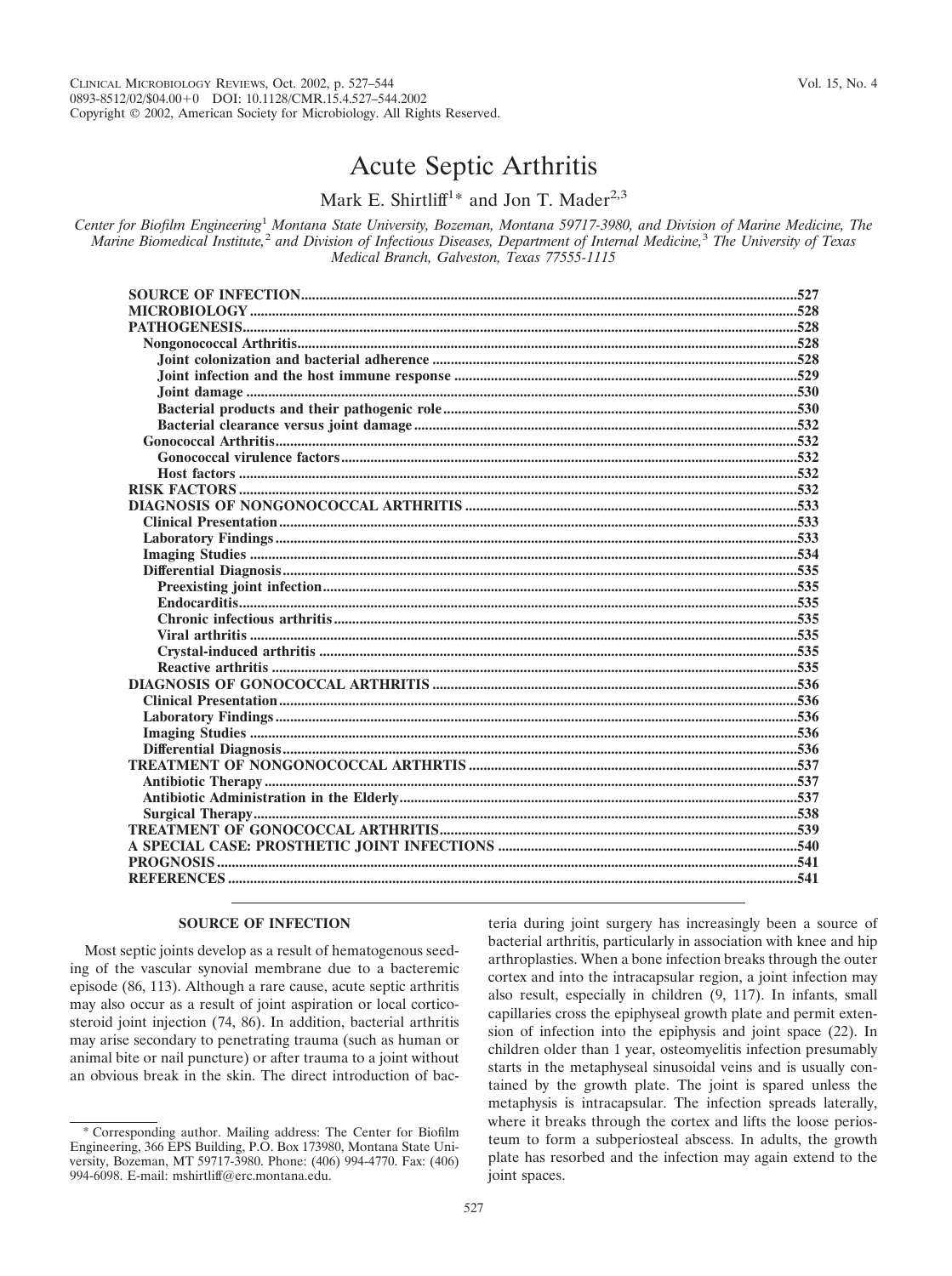# Acute Septic Arthritis

Mark E. Shirtliff[1]* and Jon T. Mader[2,3]

*Center for Biofilm Engineering[1] Montana State University, Bozeman, Montana 59717-3980, and Division of Marine Medicine, The Marine Biomedical Institute,[2] and Division of Infectious Diseases, Department of Internal Medicine,[3] The University of Texas Medical Branch, Galveston, Texas 77555-1115*

| | |
|---|---|
| **SOURCE OF INFECTION** | 527 |
| **MICROBIOLOGY** | 528 |
| **PATHOGENESIS** | 528 |
| **Nongonococcal Arthritis** | 528 |
| **Joint colonization and bacterial adherence** | 528 |
| **Joint infection and the host immune response** | 529 |
| **Joint damage** | 530 |
| **Bacterial products and their pathogenic role** | 530 |
| **Bacterial clearance versus joint damage** | 532 |
| **Gonococcal Arthritis** | 532 |
| **Gonococcal virulence factors** | 532 |
| **Host factors** | 532 |
| **RISK FACTORS** | 532 |
| **DIAGNOSIS OF NONGONOCOCCAL ARTHRITIS** | 533 |
| **Clinical Presentation** | 533 |
| **Laboratory Findings** | 533 |
| **Imaging Studies** | 534 |
| **Differential Diagnosis** | 535 |
| **Preexisting joint infection** | 535 |
| **Endocarditis** | 535 |
| **Chronic infectious arthritis** | 535 |
| **Viral arthritis** | 535 |
| **Crystal-induced arthritis** | 535 |
| **Reactive arthritis** | 535 |
| **DIAGNOSIS OF GONOCOCCAL ARTHRITIS** | 536 |
| **Clinical Presentation** | 536 |
| **Laboratory Findings** | 536 |
| **Imaging Studies** | 536 |
| **Differential Diagnosis** | 536 |
| **TREATMENT OF NONGONOCOCCAL ARTHRTIS** | 537 |
| **Antibiotic Therapy** | 537 |
| **Antibiotic Administration in the Elderly** | 537 |
| **Surgical Therapy** | 538 |
| **TREATMENT OF GONOCOCCAL ARTHRITIS** | 539 |
| **A SPECIAL CASE: PROSTHETIC JOINT INFECTIONS** | 540 |
| **PROGNOSIS** | 541 |
| **REFERENCES** | 541 |

## SOURCE OF INFECTION

Most septic joints develop as a result of hematogenous seeding of the vascular synovial membrane due to a bacteremic episode (86, 113). Although a rare cause, acute septic arthritis may also occur as a result of joint aspiration or local corticosteroid joint injection (74, 86). In addition, bacterial arthritis may arise secondary to penetrating trauma (such as human or animal bite or nail puncture) or after trauma to a joint without an obvious break in the skin. The direct introduction of bacteria during joint surgery has increasingly been a source of bacterial arthritis, particularly in association with knee and hip arthroplasties. When a bone infection breaks through the outer cortex and into the intracapsular region, a joint infection may also result, especially in children (9, 117). In infants, small capillaries cross the epiphyseal growth plate and permit extension of infection into the epiphysis and joint space (22). In children older than 1 year, osteomyelitis infection presumably starts in the metaphyseal sinusoidal veins and is usually contained by the growth plate. The joint is spared unless the metaphysis is intracapsular. The infection spreads laterally, where it breaks through the cortex and lifts the loose periosteum to form a subperiosteal abscess. In adults, the growth plate has resorbed and the infection may again extend to the joint spaces.

* Corresponding author. Mailing address: The Center for Biofilm Engineering, 366 EPS Building, P.O. Box 173980, Montana State University, Bozeman, MT 59717-3980. Phone: (406) 994-4770. Fax: (406) 994-6098. E-mail: mshirtliff@erc.montana.edu.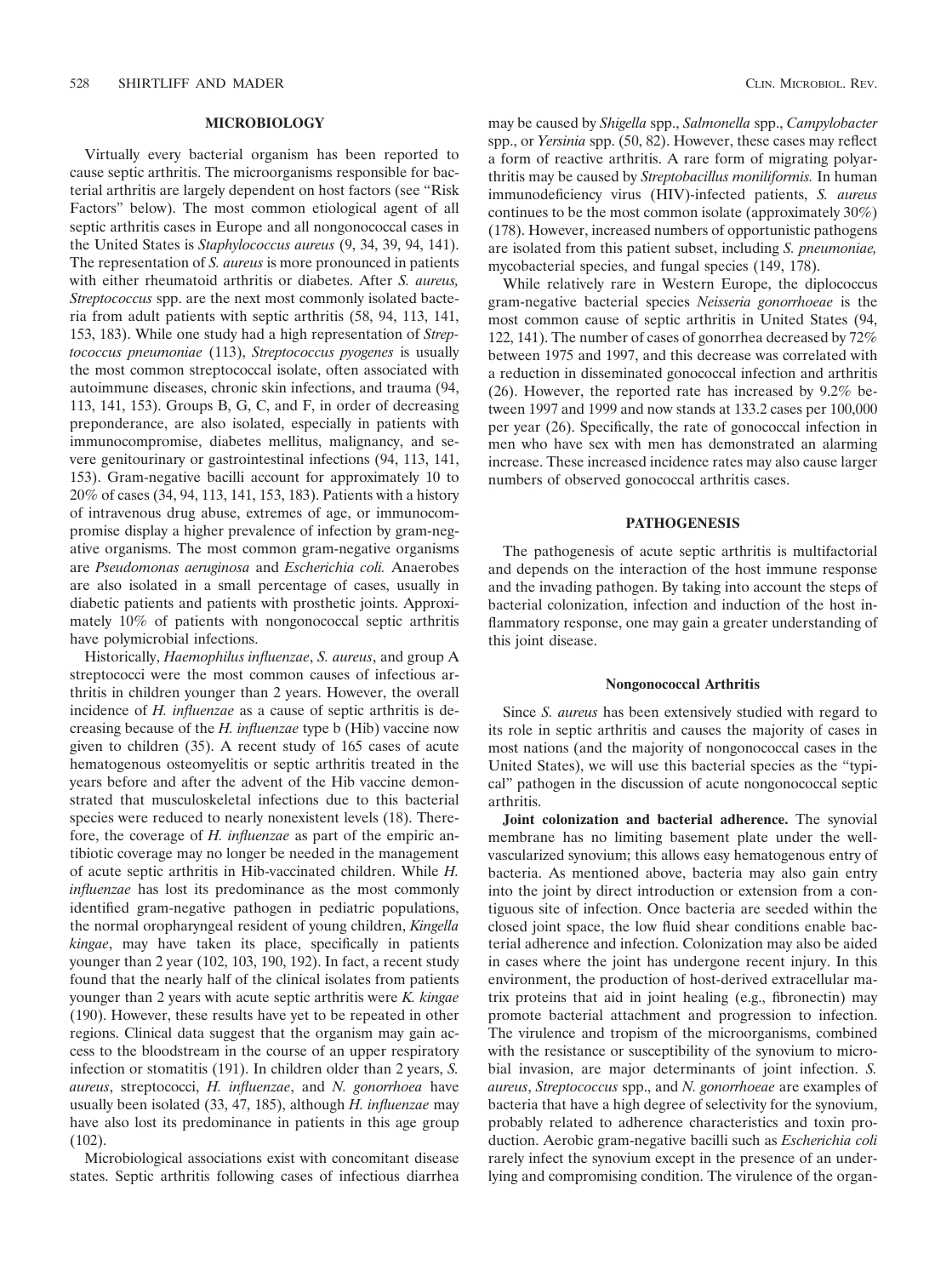## MICROBIOLOGY

Virtually every bacterial organism has been reported to cause septic arthritis. The microorganisms responsible for bacterial arthritis are largely dependent on host factors (see "Risk Factors" below). The most common etiological agent of all septic arthritis cases in Europe and all nongonococcal cases in the United States is *Staphylococcus aureus* (9, 34, 39, 94, 141). The representation of *S. aureus* is more pronounced in patients with either rheumatoid arthritis or diabetes. After *S. aureus, Streptococcus* spp. are the next most commonly isolated bacteria from adult patients with septic arthritis (58, 94, 113, 141, 153, 183). While one study had a high representation of *Streptococcus pneumoniae* (113), *Streptococcus pyogenes* is usually the most common streptococcal isolate, often associated with autoimmune diseases, chronic skin infections, and trauma (94, 113, 141, 153). Groups B, G, C, and F, in order of decreasing preponderance, are also isolated, especially in patients with immunocompromise, diabetes mellitus, malignancy, and severe genitourinary or gastrointestinal infections (94, 113, 141, 153). Gram-negative bacilli account for approximately 10 to 20% of cases (34, 94, 113, 141, 153, 183). Patients with a history of intravenous drug abuse, extremes of age, or immunocompromise display a higher prevalence of infection by gram-negative organisms. The most common gram-negative organisms are *Pseudomonas aeruginosa* and *Escherichia coli.* Anaerobes are also isolated in a small percentage of cases, usually in diabetic patients and patients with prosthetic joints. Approximately 10% of patients with nongonococcal septic arthritis have polymicrobial infections.

Historically, *Haemophilus influenzae*, *S. aureus*, and group A streptococci were the most common causes of infectious arthritis in children younger than 2 years. However, the overall incidence of *H. influenzae* as a cause of septic arthritis is decreasing because of the *H. influenzae* type b (Hib) vaccine now given to children (35). A recent study of 165 cases of acute hematogenous osteomyelitis or septic arthritis treated in the years before and after the advent of the Hib vaccine demonstrated that musculoskeletal infections due to this bacterial species were reduced to nearly nonexistent levels (18). Therefore, the coverage of *H. influenzae* as part of the empiric antibiotic coverage may no longer be needed in the management of acute septic arthritis in Hib-vaccinated children. While *H. influenzae* has lost its predominance as the most commonly identified gram-negative pathogen in pediatric populations, the normal oropharyngeal resident of young children, *Kingella kingae*, may have taken its place, specifically in patients younger than 2 year (102, 103, 190, 192). In fact, a recent study found that the nearly half of the clinical isolates from patients younger than 2 years with acute septic arthritis were *K. kingae* (190). However, these results have yet to be repeated in other regions. Clinical data suggest that the organism may gain access to the bloodstream in the course of an upper respiratory infection or stomatitis (191). In children older than 2 years, *S. aureus*, streptococci, *H. influenzae*, and *N. gonorrhoea* have usually been isolated (33, 47, 185), although *H. influenzae* may have also lost its predominance in patients in this age group (102).

Microbiological associations exist with concomitant disease states. Septic arthritis following cases of infectious diarrhea may be caused by *Shigella* spp., *Salmonella* spp., *Campylobacter* spp., or *Yersinia* spp. (50, 82). However, these cases may reflect a form of reactive arthritis. A rare form of migrating polyarthritis may be caused by *Streptobacillus moniliformis.* In human immunodeficiency virus (HIV)-infected patients, *S. aureus* continues to be the most common isolate (approximately 30%) (178). However, increased numbers of opportunistic pathogens are isolated from this patient subset, including *S. pneumoniae,* mycobacterial species, and fungal species (149, 178).

While relatively rare in Western Europe, the diplococcus gram-negative bacterial species *Neisseria gonorrhoeae* is the most common cause of septic arthritis in United States (94, 122, 141). The number of cases of gonorrhea decreased by 72% between 1975 and 1997, and this decrease was correlated with a reduction in disseminated gonococcal infection and arthritis (26). However, the reported rate has increased by 9.2% between 1997 and 1999 and now stands at 133.2 cases per 100,000 per year (26). Specifically, the rate of gonococcal infection in men who have sex with men has demonstrated an alarming increase. These increased incidence rates may also cause larger numbers of observed gonococcal arthritis cases.

## PATHOGENESIS

The pathogenesis of acute septic arthritis is multifactorial and depends on the interaction of the host immune response and the invading pathogen. By taking into account the steps of bacterial colonization, infection and induction of the host inflammatory response, one may gain a greater understanding of this joint disease.

### Nongonococcal Arthritis

Since *S. aureus* has been extensively studied with regard to its role in septic arthritis and causes the majority of cases in most nations (and the majority of nongonococcal cases in the United States), we will use this bacterial species as the "typical" pathogen in the discussion of acute nongonococcal septic arthritis.

**Joint colonization and bacterial adherence.** The synovial membrane has no limiting basement plate under the well-vascularized synovium; this allows easy hematogenous entry of bacteria. As mentioned above, bacteria may also gain entry into the joint by direct introduction or extension from a contiguous site of infection. Once bacteria are seeded within the closed joint space, the low fluid shear conditions enable bacterial adherence and infection. Colonization may also be aided in cases where the joint has undergone recent injury. In this environment, the production of host-derived extracellular matrix proteins that aid in joint healing (e.g., fibronectin) may promote bacterial attachment and progression to infection. The virulence and tropism of the microorganisms, combined with the resistance or susceptibility of the synovium to microbial invasion, are major determinants of joint infection. *S. aureus*, *Streptococcus* spp., and *N. gonorrhoeae* are examples of bacteria that have a high degree of selectivity for the synovium, probably related to adherence characteristics and toxin production. Aerobic gram-negative bacilli such as *Escherichia coli* rarely infect the synovium except in the presence of an underlying and compromising condition. The virulence of the organ-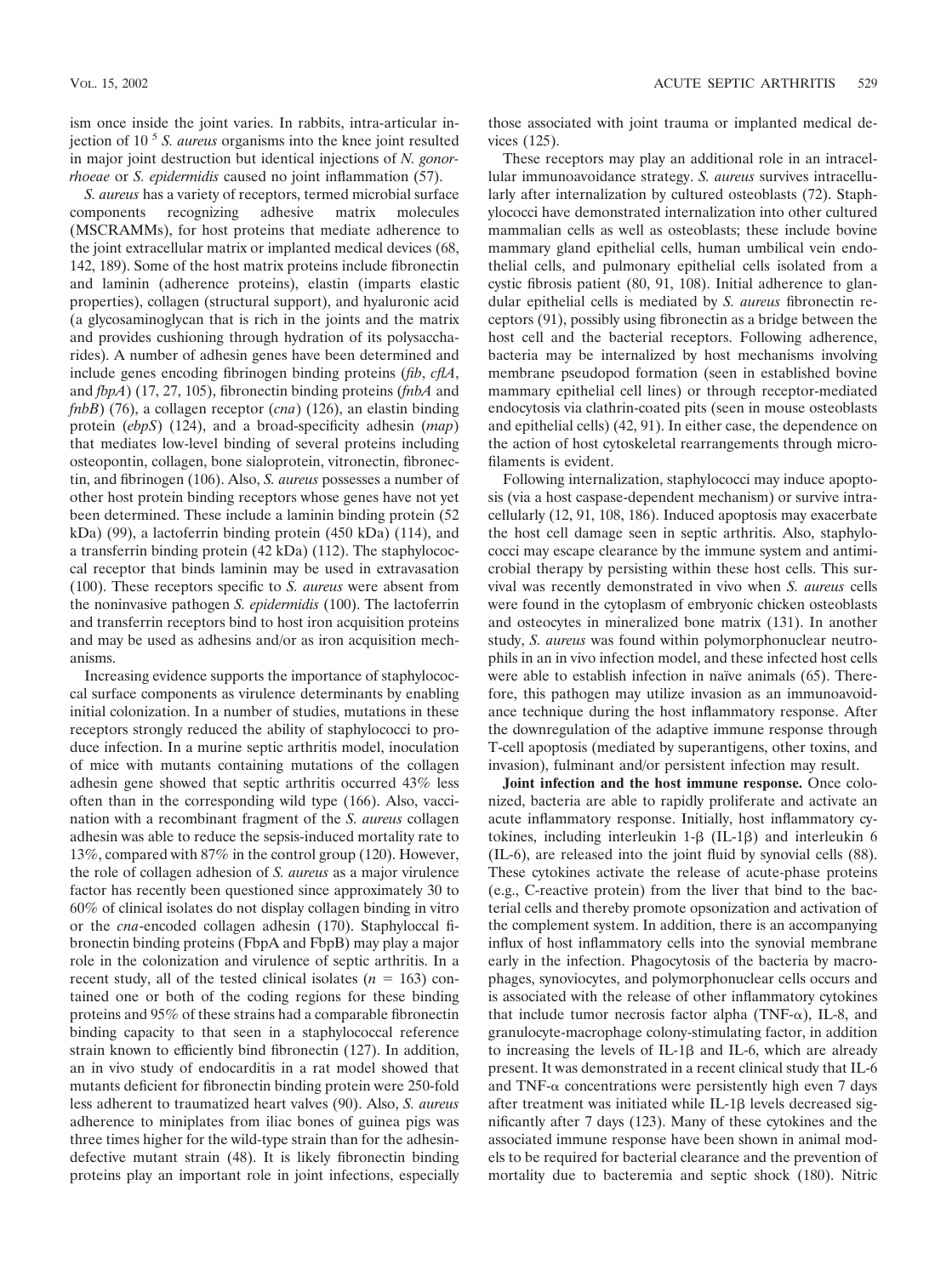ism once inside the joint varies. In rabbits, intra-articular injection of $10^5$ *S. aureus* organisms into the knee joint resulted in major joint destruction but identical injections of *N. gonorrhoeae* or *S. epidermidis* caused no joint inflammation (57).

*S. aureus* has a variety of receptors, termed microbial surface components recognizing adhesive matrix molecules (MSCRAMMs), for host proteins that mediate adherence to the joint extracellular matrix or implanted medical devices (68, 142, 189). Some of the host matrix proteins include fibronectin and laminin (adherence proteins), elastin (imparts elastic properties), collagen (structural support), and hyaluronic acid (a glycosaminoglycan that is rich in the joints and the matrix and provides cushioning through hydration of its polysaccharides). A number of adhesin genes have been determined and include genes encoding fibrinogen binding proteins (*fib*, *clfA*, and *fbpA*) (17, 27, 105), fibronectin binding proteins (*fnbA* and *fnbB*) (76), a collagen receptor (*cna*) (126), an elastin binding protein (*ebpS*) (124), and a broad-specificity adhesin (*map*) that mediates low-level binding of several proteins including osteopontin, collagen, bone sialoprotein, vitronectin, fibronectin, and fibrinogen (106). Also, *S. aureus* possesses a number of other host protein binding receptors whose genes have not yet been determined. These include a laminin binding protein (52 kDa) (99), a lactoferrin binding protein (450 kDa) (114), and a transferrin binding protein (42 kDa) (112). The staphylococcal receptor that binds laminin may be used in extravasation (100). These receptors specific to *S. aureus* were absent from the noninvasive pathogen *S. epidermidis* (100). The lactoferrin and transferrin receptors bind to host iron acquisition proteins and may be used as adhesins and/or as iron acquisition mechanisms.

Increasing evidence supports the importance of staphylococcal surface components as virulence determinants by enabling initial colonization. In a number of studies, mutations in these receptors strongly reduced the ability of staphylococci to produce infection. In a murine septic arthritis model, inoculation of mice with mutants containing mutations of the collagen adhesin gene showed that septic arthritis occurred 43% less often than in the corresponding wild type (166). Also, vaccination with a recombinant fragment of the *S. aureus* collagen adhesin was able to reduce the sepsis-induced mortality rate to 13%, compared with 87% in the control group (120). However, the role of collagen adhesion of *S. aureus* as a major virulence factor has recently been questioned since approximately 30 to 60% of clinical isolates do not display collagen binding in vitro or the *cna*-encoded collagen adhesin (170). Staphyloccal fibronectin binding proteins (FbpA and FbpB) may play a major role in the colonization and virulence of septic arthritis. In a recent study, all of the tested clinical isolates ($n = 163$) contained one or both of the coding regions for these binding proteins and 95% of these strains had a comparable fibronectin binding capacity to that seen in a staphylococcal reference strain known to efficiently bind fibronectin (127). In addition, an in vivo study of endocarditis in a rat model showed that mutants deficient for fibronectin binding protein were 250-fold less adherent to traumatized heart valves (90). Also, *S. aureus* adherence to miniplates from iliac bones of guinea pigs was three times higher for the wild-type strain than for the adhesin-defective mutant strain (48). It is likely fibronectin binding proteins play an important role in joint infections, especially those associated with joint trauma or implanted medical devices (125).

These receptors may play an additional role in an intracellular immunoavoidance strategy. *S. aureus* survives intracellularly after internalization by cultured osteoblasts (72). Staphylococci have demonstrated internalization into other cultured mammalian cells as well as osteoblasts; these include bovine mammary gland epithelial cells, human umbilical vein endothelial cells, and pulmonary epithelial cells isolated from a cystic fibrosis patient (80, 91, 108). Initial adherence to glandular epithelial cells is mediated by *S. aureus* fibronectin receptors (91), possibly using fibronectin as a bridge between the host cell and the bacterial receptors. Following adherence, bacteria may be internalized by host mechanisms involving membrane pseudopod formation (seen in established bovine mammary epithelial cell lines) or through receptor-mediated endocytosis via clathrin-coated pits (seen in mouse osteoblasts and epithelial cells) (42, 91). In either case, the dependence on the action of host cytoskeletal rearrangements through microfilaments is evident.

Following internalization, staphylococci may induce apoptosis (via a host caspase-dependent mechanism) or survive intracellularly (12, 91, 108, 186). Induced apoptosis may exacerbate the host cell damage seen in septic arthritis. Also, staphylococci may escape clearance by the immune system and antimicrobial therapy by persisting within these host cells. This survival was recently demonstrated in vivo when *S. aureus* cells were found in the cytoplasm of embryonic chicken osteoblasts and osteocytes in mineralized bone matrix (131). In another study, *S. aureus* was found within polymorphonuclear neutrophils in an in vivo infection model, and these infected host cells were able to establish infection in naïve animals (65). Therefore, this pathogen may utilize invasion as an immunoavoidance technique during the host inflammatory response. After the downregulation of the adaptive immune response through T-cell apoptosis (mediated by superantigens, other toxins, and invasion), fulminant and/or persistent infection may result.

**Joint infection and the host immune response.** Once colonized, bacteria are able to rapidly proliferate and activate an acute inflammatory response. Initially, host inflammatory cytokines, including interleukin 1-β (IL-1β) and interleukin 6 (IL-6), are released into the joint fluid by synovial cells (88). These cytokines activate the release of acute-phase proteins (e.g., C-reactive protein) from the liver that bind to the bacterial cells and thereby promote opsonization and activation of the complement system. In addition, there is an accompanying influx of host inflammatory cells into the synovial membrane early in the infection. Phagocytosis of the bacteria by macrophages, synoviocytes, and polymorphonuclear cells occurs and is associated with the release of other inflammatory cytokines that include tumor necrosis factor alpha (TNF-α), IL-8, and granulocyte-macrophage colony-stimulating factor, in addition to increasing the levels of IL-1β and IL-6, which are already present. It was demonstrated in a recent clinical study that IL-6 and TNF-α concentrations were persistently high even 7 days after treatment was initiated while IL-1β levels decreased significantly after 7 days (123). Many of these cytokines and the associated immune response have been shown in animal models to be required for bacterial clearance and the prevention of mortality due to bacteremia and septic shock (180). Nitric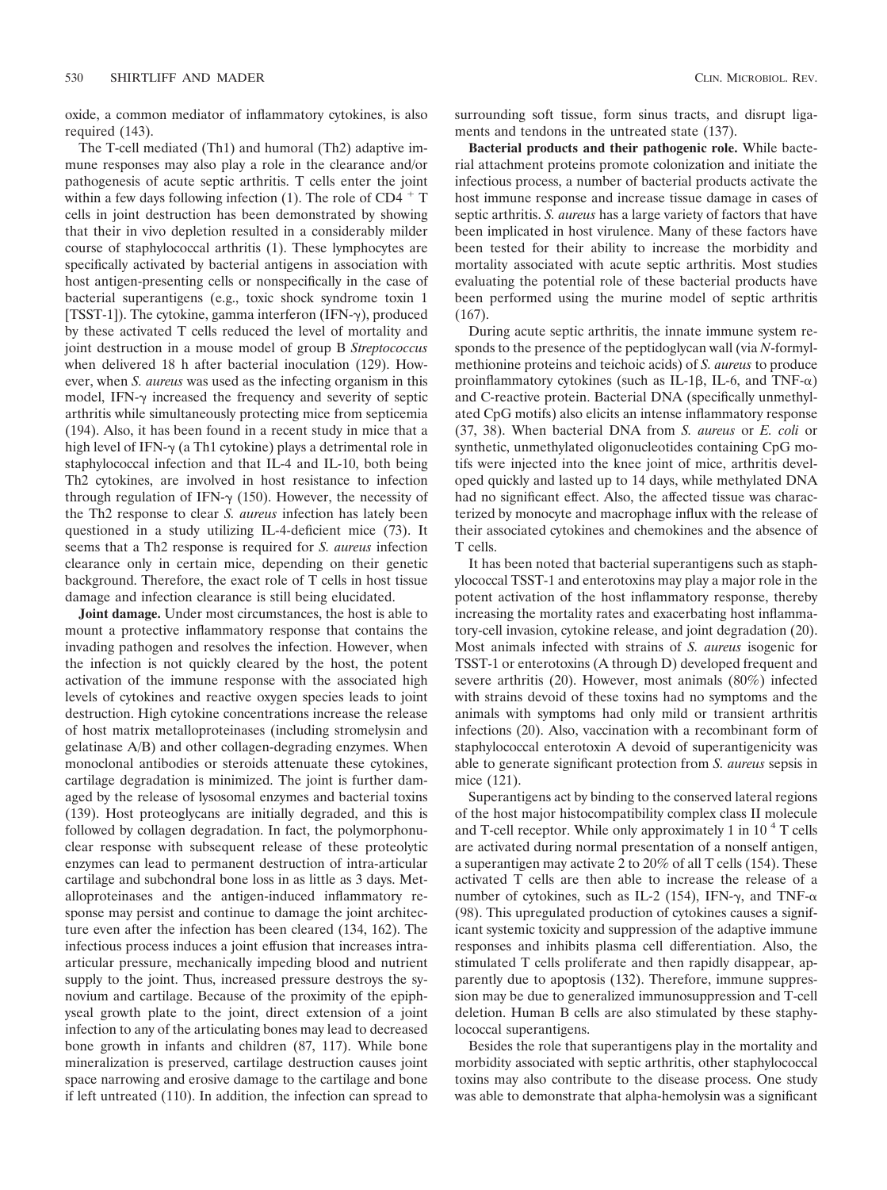oxide, a common mediator of inflammatory cytokines, is also required (143).

The T-cell mediated (Th1) and humoral (Th2) adaptive immune responses may also play a role in the clearance and/or pathogenesis of acute septic arthritis. T cells enter the joint within a few days following infection (1). The role of $CD4^+$ T cells in joint destruction has been demonstrated by showing that their in vivo depletion resulted in a considerably milder course of staphylococcal arthritis (1). These lymphocytes are specifically activated by bacterial antigens in association with host antigen-presenting cells or nonspecifically in the case of bacterial superantigens (e.g., toxic shock syndrome toxin 1 [TSST-1]). The cytokine, gamma interferon (IFN-$\gamma$), produced by these activated T cells reduced the level of mortality and joint destruction in a mouse model of group B *Streptococcus* when delivered 18 h after bacterial inoculation (129). However, when *S. aureus* was used as the infecting organism in this model, IFN-$\gamma$ increased the frequency and severity of septic arthritis while simultaneously protecting mice from septicemia (194). Also, it has been found in a recent study in mice that a high level of IFN-$\gamma$ (a Th1 cytokine) plays a detrimental role in staphylococcal infection and that IL-4 and IL-10, both being Th2 cytokines, are involved in host resistance to infection through regulation of IFN-$\gamma$ (150). However, the necessity of the Th2 response to clear *S. aureus* infection has lately been questioned in a study utilizing IL-4-deficient mice (73). It seems that a Th2 response is required for *S. aureus* infection clearance only in certain mice, depending on their genetic background. Therefore, the exact role of T cells in host tissue damage and infection clearance is still being elucidated.

**Joint damage.** Under most circumstances, the host is able to mount a protective inflammatory response that contains the invading pathogen and resolves the infection. However, when the infection is not quickly cleared by the host, the potent activation of the immune response with the associated high levels of cytokines and reactive oxygen species leads to joint destruction. High cytokine concentrations increase the release of host matrix metalloproteinases (including stromelysin and gelatinase A/B) and other collagen-degrading enzymes. When monoclonal antibodies or steroids attenuate these cytokines, cartilage degradation is minimized. The joint is further damaged by the release of lysosomal enzymes and bacterial toxins (139). Host proteoglycans are initially degraded, and this is followed by collagen degradation. In fact, the polymorphonuclear response with subsequent release of these proteolytic enzymes can lead to permanent destruction of intra-articular cartilage and subchondral bone loss in as little as 3 days. Metalloproteinases and the antigen-induced inflammatory response may persist and continue to damage the joint architecture even after the infection has been cleared (134, 162). The infectious process induces a joint effusion that increases intra-articular pressure, mechanically impeding blood and nutrient supply to the joint. Thus, increased pressure destroys the synovium and cartilage. Because of the proximity of the epiphyseal growth plate to the joint, direct extension of a joint infection to any of the articulating bones may lead to decreased bone growth in infants and children (87, 117). While bone mineralization is preserved, cartilage destruction causes joint space narrowing and erosive damage to the cartilage and bone if left untreated (110). In addition, the infection can spread to surrounding soft tissue, form sinus tracts, and disrupt ligaments and tendons in the untreated state (137).

**Bacterial products and their pathogenic role.** While bacterial attachment proteins promote colonization and initiate the infectious process, a number of bacterial products activate the host immune response and increase tissue damage in cases of septic arthritis. *S. aureus* has a large variety of factors that have been implicated in host virulence. Many of these factors have been tested for their ability to increase the morbidity and mortality associated with acute septic arthritis. Most studies evaluating the potential role of these bacterial products have been performed using the murine model of septic arthritis (167).

During acute septic arthritis, the innate immune system responds to the presence of the peptidoglycan wall (via *N*-formylmethionine proteins and teichoic acids) of *S. aureus* to produce proinflammatory cytokines (such as IL-1$\beta$, IL-6, and TNF-$\alpha$) and C-reactive protein. Bacterial DNA (specifically unmethylated CpG motifs) also elicits an intense inflammatory response (37, 38). When bacterial DNA from *S. aureus* or *E. coli* or synthetic, unmethylated oligonucleotides containing CpG motifs were injected into the knee joint of mice, arthritis developed quickly and lasted up to 14 days, while methylated DNA had no significant effect. Also, the affected tissue was characterized by monocyte and macrophage influx with the release of their associated cytokines and chemokines and the absence of T cells.

It has been noted that bacterial superantigens such as staphylococcal TSST-1 and enterotoxins may play a major role in the potent activation of the host inflammatory response, thereby increasing the mortality rates and exacerbating host inflammatory-cell invasion, cytokine release, and joint degradation (20). Most animals infected with strains of *S. aureus* isogenic for TSST-1 or enterotoxins (A through D) developed frequent and severe arthritis (20). However, most animals (80%) infected with strains devoid of these toxins had no symptoms and the animals with symptoms had only mild or transient arthritis infections (20). Also, vaccination with a recombinant form of staphylococcal enterotoxin A devoid of superantigenicity was able to generate significant protection from *S. aureus* sepsis in mice (121).

Superantigens act by binding to the conserved lateral regions of the host major histocompatibility complex class II molecule and T-cell receptor. While only approximately 1 in $10^4$ T cells are activated during normal presentation of a nonself antigen, a superantigen may activate 2 to 20% of all T cells (154). These activated T cells are then able to increase the release of a number of cytokines, such as IL-2 (154), IFN-$\gamma$, and TNF-$\alpha$ (98). This upregulated production of cytokines causes a significant systemic toxicity and suppression of the adaptive immune responses and inhibits plasma cell differentiation. Also, the stimulated T cells proliferate and then rapidly disappear, apparently due to apoptosis (132). Therefore, immune suppression may be due to generalized immunosuppression and T-cell deletion. Human B cells are also stimulated by these staphylococcal superantigens.

Besides the role that superantigens play in the mortality and morbidity associated with septic arthritis, other staphylococcal toxins may also contribute to the disease process. One study was able to demonstrate that alpha-hemolysin was a significant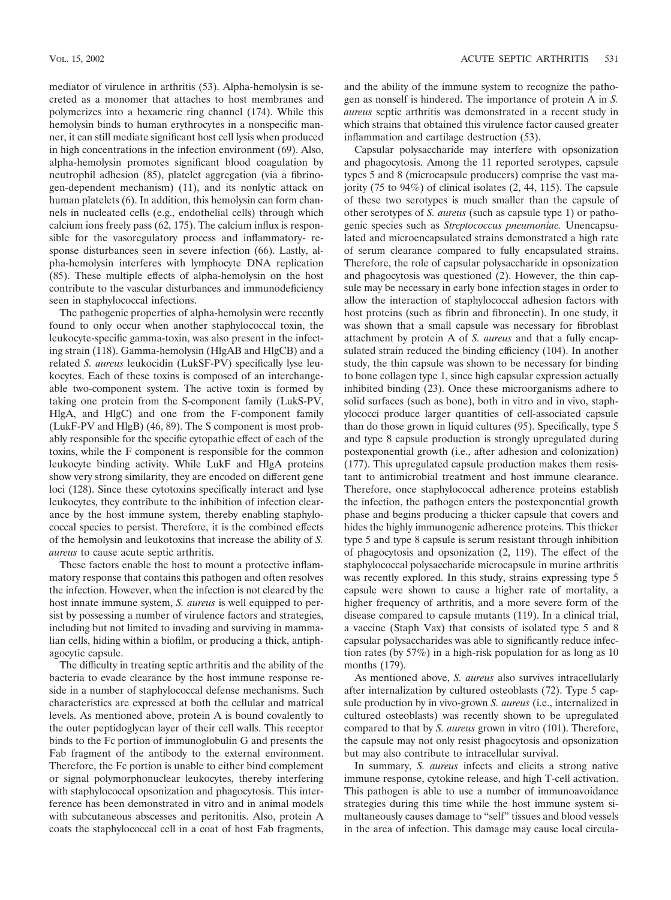mediator of virulence in arthritis (53). Alpha-hemolysin is secreted as a monomer that attaches to host membranes and polymerizes into a hexameric ring channel (174). While this hemolysin binds to human erythrocytes in a nonspecific manner, it can still mediate significant host cell lysis when produced in high concentrations in the infection environment (69). Also, alpha-hemolysin promotes significant blood coagulation by neutrophil adhesion (85), platelet aggregation (via a fibrinogen-dependent mechanism) (11), and its nonlytic attack on human platelets (6). In addition, this hemolysin can form channels in nucleated cells (e.g., endothelial cells) through which calcium ions freely pass (62, 175). The calcium influx is responsible for the vasoregulatory process and inflammatory- response disturbances seen in severe infection (66). Lastly, alpha-hemolysin interferes with lymphocyte DNA replication (85). These multiple effects of alpha-hemolysin on the host contribute to the vascular disturbances and immunodeficiency seen in staphylococcal infections.

The pathogenic properties of alpha-hemolysin were recently found to only occur when another staphylococcal toxin, the leukocyte-specific gamma-toxin, was also present in the infecting strain (118). Gamma-hemolysin (HlgAB and HlgCB) and a related *S. aureus* leukocidin (LukSF-PV) specifically lyse leukocytes. Each of these toxins is composed of an interchangeable two-component system. The active toxin is formed by taking one protein from the S-component family (LukS-PV, HlgA, and HlgC) and one from the F-component family (LukF-PV and HlgB) (46, 89). The S component is most probably responsible for the specific cytopathic effect of each of the toxins, while the F component is responsible for the common leukocyte binding activity. While LukF and HlgA proteins show very strong similarity, they are encoded on different gene loci (128). Since these cytotoxins specifically interact and lyse leukocytes, they contribute to the inhibition of infection clearance by the host immune system, thereby enabling staphylococcal species to persist. Therefore, it is the combined effects of the hemolysin and leukotoxins that increase the ability of *S. aureus* to cause acute septic arthritis.

These factors enable the host to mount a protective inflammatory response that contains this pathogen and often resolves the infection. However, when the infection is not cleared by the host innate immune system, *S. aureus* is well equipped to persist by possessing a number of virulence factors and strategies, including but not limited to invading and surviving in mammalian cells, hiding within a biofilm, or producing a thick, antiphagocytic capsule.

The difficulty in treating septic arthritis and the ability of the bacteria to evade clearance by the host immune response reside in a number of staphylococcal defense mechanisms. Such characteristics are expressed at both the cellular and matrical levels. As mentioned above, protein A is bound covalently to the outer peptidoglycan layer of their cell walls. This receptor binds to the Fc portion of immunoglobulin G and presents the Fab fragment of the antibody to the external environment. Therefore, the Fc portion is unable to either bind complement or signal polymorphonuclear leukocytes, thereby interfering with staphylococcal opsonization and phagocytosis. This interference has been demonstrated in vitro and in animal models with subcutaneous abscesses and peritonitis. Also, protein A coats the staphylococcal cell in a coat of host Fab fragments, and the ability of the immune system to recognize the pathogen as nonself is hindered. The importance of protein A in *S. aureus* septic arthritis was demonstrated in a recent study in which strains that obtained this virulence factor caused greater inflammation and cartilage destruction (53).

Capsular polysaccharide may interfere with opsonization and phagocytosis. Among the 11 reported serotypes, capsule types 5 and 8 (microcapsule producers) comprise the vast majority (75 to 94%) of clinical isolates (2, 44, 115). The capsule of these two serotypes is much smaller than the capsule of other serotypes of *S. aureus* (such as capsule type 1) or pathogenic species such as *Streptococcus pneumoniae.* Unencapsulated and microencapsulated strains demonstrated a high rate of serum clearance compared to fully encapsulated strains. Therefore, the role of capsular polysaccharide in opsonization and phagocytosis was questioned (2). However, the thin capsule may be necessary in early bone infection stages in order to allow the interaction of staphylococcal adhesion factors with host proteins (such as fibrin and fibronectin). In one study, it was shown that a small capsule was necessary for fibroblast attachment by protein A of *S. aureus* and that a fully encapsulated strain reduced the binding efficiency (104). In another study, the thin capsule was shown to be necessary for binding to bone collagen type 1, since high capsular expression actually inhibited binding (23). Once these microorganisms adhere to solid surfaces (such as bone), both in vitro and in vivo, staphylococci produce larger quantities of cell-associated capsule than do those grown in liquid cultures (95). Specifically, type 5 and type 8 capsule production is strongly upregulated during postexponential growth (i.e., after adhesion and colonization) (177). This upregulated capsule production makes them resistant to antimicrobial treatment and host immune clearance. Therefore, once staphylococcal adherence proteins establish the infection, the pathogen enters the postexponential growth phase and begins producing a thicker capsule that covers and hides the highly immunogenic adherence proteins. This thicker type 5 and type 8 capsule is serum resistant through inhibition of phagocytosis and opsonization (2, 119). The effect of the staphylococcal polysaccharide microcapsule in murine arthritis was recently explored. In this study, strains expressing type 5 capsule were shown to cause a higher rate of mortality, a higher frequency of arthritis, and a more severe form of the disease compared to capsule mutants (119). In a clinical trial, a vaccine (Staph Vax) that consists of isolated type 5 and 8 capsular polysaccharides was able to significantly reduce infection rates (by 57%) in a high-risk population for as long as 10 months (179).

As mentioned above, *S. aureus* also survives intracellularly after internalization by cultured osteoblasts (72). Type 5 capsule production by in vivo-grown *S. aureus* (i.e., internalized in cultured osteoblasts) was recently shown to be upregulated compared to that by *S. aureus* grown in vitro (101). Therefore, the capsule may not only resist phagocytosis and opsonization but may also contribute to intracellular survival.

In summary, *S. aureus* infects and elicits a strong native immune response, cytokine release, and high T-cell activation. This pathogen is able to use a number of immunoavoidance strategies during this time while the host immune system simultaneously causes damage to "self" tissues and blood vessels in the area of infection. This damage may cause local circula-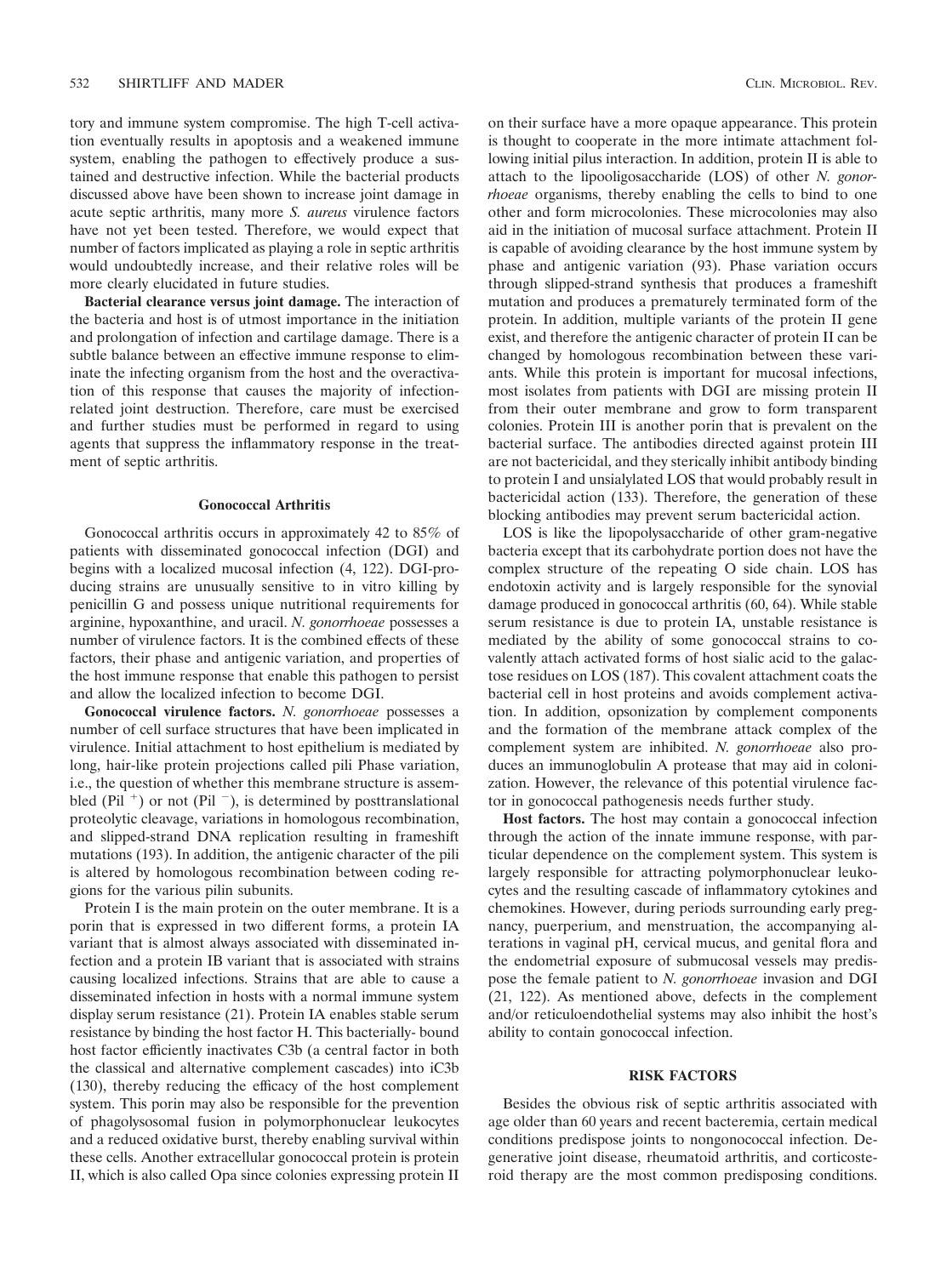tory and immune system compromise. The high T-cell activation eventually results in apoptosis and a weakened immune system, enabling the pathogen to effectively produce a sustained and destructive infection. While the bacterial products discussed above have been shown to increase joint damage in acute septic arthritis, many more *S. aureus* virulence factors have not yet been tested. Therefore, we would expect that number of factors implicated as playing a role in septic arthritis would undoubtedly increase, and their relative roles will be more clearly elucidated in future studies.

**Bacterial clearance versus joint damage.** The interaction of the bacteria and host is of utmost importance in the initiation and prolongation of infection and cartilage damage. There is a subtle balance between an effective immune response to eliminate the infecting organism from the host and the overactivation of this response that causes the majority of infection-related joint destruction. Therefore, care must be exercised and further studies must be performed in regard to using agents that suppress the inflammatory response in the treatment of septic arthritis.

### Gonococcal Arthritis

Gonococcal arthritis occurs in approximately 42 to 85% of patients with disseminated gonococcal infection (DGI) and begins with a localized mucosal infection (4, 122). DGI-producing strains are unusually sensitive to in vitro killing by penicillin G and possess unique nutritional requirements for arginine, hypoxanthine, and uracil. *N. gonorrhoeae* possesses a number of virulence factors. It is the combined effects of these factors, their phase and antigenic variation, and properties of the host immune response that enable this pathogen to persist and allow the localized infection to become DGI.

**Gonococcal virulence factors.** *N. gonorrhoeae* possesses a number of cell surface structures that have been implicated in virulence. Initial attachment to host epithelium is mediated by long, hair-like protein projections called pili Phase variation, i.e., the question of whether this membrane structure is assembled (Pil $^{+}$) or not (Pil $^{-}$), is determined by posttranslational proteolytic cleavage, variations in homologous recombination, and slipped-strand DNA replication resulting in frameshift mutations (193). In addition, the antigenic character of the pili is altered by homologous recombination between coding regions for the various pilin subunits.

Protein I is the main protein on the outer membrane. It is a porin that is expressed in two different forms, a protein IA variant that is almost always associated with disseminated infection and a protein IB variant that is associated with strains causing localized infections. Strains that are able to cause a disseminated infection in hosts with a normal immune system display serum resistance (21). Protein IA enables stable serum resistance by binding the host factor H. This bacterially- bound host factor efficiently inactivates C3b (a central factor in both the classical and alternative complement cascades) into iC3b (130), thereby reducing the efficacy of the host complement system. This porin may also be responsible for the prevention of phagolysosomal fusion in polymorphonuclear leukocytes and a reduced oxidative burst, thereby enabling survival within these cells. Another extracellular gonococcal protein is protein II, which is also called Opa since colonies expressing protein II on their surface have a more opaque appearance. This protein is thought to cooperate in the more intimate attachment following initial pilus interaction. In addition, protein II is able to attach to the lipooligosaccharide (LOS) of other *N. gonorrhoeae* organisms, thereby enabling the cells to bind to one other and form microcolonies. These microcolonies may also aid in the initiation of mucosal surface attachment. Protein II is capable of avoiding clearance by the host immune system by phase and antigenic variation (93). Phase variation occurs through slipped-strand synthesis that produces a frameshift mutation and produces a prematurely terminated form of the protein. In addition, multiple variants of the protein II gene exist, and therefore the antigenic character of protein II can be changed by homologous recombination between these variants. While this protein is important for mucosal infections, most isolates from patients with DGI are missing protein II from their outer membrane and grow to form transparent colonies. Protein III is another porin that is prevalent on the bacterial surface. The antibodies directed against protein III are not bactericidal, and they sterically inhibit antibody binding to protein I and unsialylated LOS that would probably result in bactericidal action (133). Therefore, the generation of these blocking antibodies may prevent serum bactericidal action.

LOS is like the lipopolysaccharide of other gram-negative bacteria except that its carbohydrate portion does not have the complex structure of the repeating O side chain. LOS has endotoxin activity and is largely responsible for the synovial damage produced in gonococcal arthritis (60, 64). While stable serum resistance is due to protein IA, unstable resistance is mediated by the ability of some gonococcal strains to covalently attach activated forms of host sialic acid to the galactose residues on LOS (187). This covalent attachment coats the bacterial cell in host proteins and avoids complement activation. In addition, opsonization by complement components and the formation of the membrane attack complex of the complement system are inhibited. *N. gonorrhoeae* also produces an immunoglobulin A protease that may aid in colonization. However, the relevance of this potential virulence factor in gonococcal pathogenesis needs further study.

**Host factors.** The host may contain a gonococcal infection through the action of the innate immune response, with particular dependence on the complement system. This system is largely responsible for attracting polymorphonuclear leukocytes and the resulting cascade of inflammatory cytokines and chemokines. However, during periods surrounding early pregnancy, puerperium, and menstruation, the accompanying alterations in vaginal pH, cervical mucus, and genital flora and the endometrial exposure of submucosal vessels may predispose the female patient to *N. gonorrhoeae* invasion and DGI (21, 122). As mentioned above, defects in the complement and/or reticuloendothelial systems may also inhibit the host's ability to contain gonococcal infection.

## RISK FACTORS

Besides the obvious risk of septic arthritis associated with age older than 60 years and recent bacteremia, certain medical conditions predispose joints to nongonococcal infection. Degenerative joint disease, rheumatoid arthritis, and corticosteroid therapy are the most common predisposing conditions.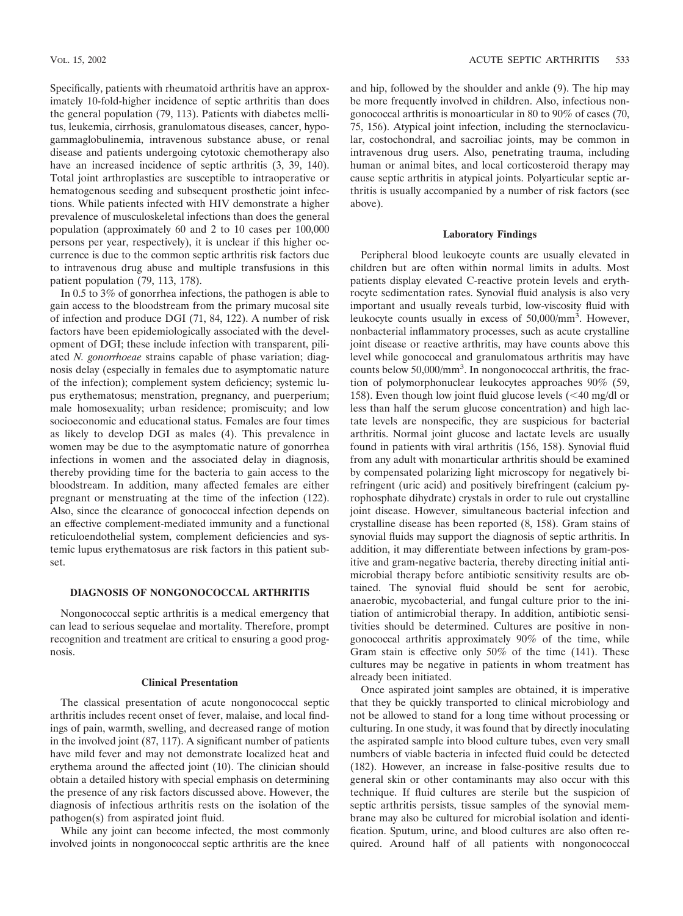Specifically, patients with rheumatoid arthritis have an approximately 10-fold-higher incidence of septic arthritis than does the general population (79, 113). Patients with diabetes mellitus, leukemia, cirrhosis, granulomatous diseases, cancer, hypogammaglobulinemia, intravenous substance abuse, or renal disease and patients undergoing cytotoxic chemotherapy also have an increased incidence of septic arthritis (3, 39, 140). Total joint arthroplasties are susceptible to intraoperative or hematogenous seeding and subsequent prosthetic joint infections. While patients infected with HIV demonstrate a higher prevalence of musculoskeletal infections than does the general population (approximately 60 and 2 to 10 cases per 100,000 persons per year, respectively), it is unclear if this higher occurrence is due to the common septic arthritis risk factors due to intravenous drug abuse and multiple transfusions in this patient population (79, 113, 178).

In 0.5 to 3% of gonorrhea infections, the pathogen is able to gain access to the bloodstream from the primary mucosal site of infection and produce DGI (71, 84, 122). A number of risk factors have been epidemiologically associated with the development of DGI; these include infection with transparent, piliated *N. gonorrhoeae* strains capable of phase variation; diagnosis delay (especially in females due to asymptomatic nature of the infection); complement system deficiency; systemic lupus erythematosus; menstration, pregnancy, and puerperium; male homosexuality; urban residence; promiscuity; and low socioeconomic and educational status. Females are four times as likely to develop DGI as males (4). This prevalence in women may be due to the asymptomatic nature of gonorrhea infections in women and the associated delay in diagnosis, thereby providing time for the bacteria to gain access to the bloodstream. In addition, many affected females are either pregnant or menstruating at the time of the infection (122). Also, since the clearance of gonococcal infection depends on an effective complement-mediated immunity and a functional reticuloendothelial system, complement deficiencies and systemic lupus erythematosus are risk factors in this patient subset.

## DIAGNOSIS OF NONGONOCOCCAL ARTHRITIS

Nongonococcal septic arthritis is a medical emergency that can lead to serious sequelae and mortality. Therefore, prompt recognition and treatment are critical to ensuring a good prognosis.

### Clinical Presentation

The classical presentation of acute nongonococcal septic arthritis includes recent onset of fever, malaise, and local findings of pain, warmth, swelling, and decreased range of motion in the involved joint (87, 117). A significant number of patients have mild fever and may not demonstrate localized heat and erythema around the affected joint (10). The clinician should obtain a detailed history with special emphasis on determining the presence of any risk factors discussed above. However, the diagnosis of infectious arthritis rests on the isolation of the pathogen(s) from aspirated joint fluid.

While any joint can become infected, the most commonly involved joints in nongonococcal septic arthritis are the knee and hip, followed by the shoulder and ankle (9). The hip may be more frequently involved in children. Also, infectious nongonococcal arthritis is monoarticular in 80 to 90% of cases (70, 75, 156). Atypical joint infection, including the sternoclavicular, costochondral, and sacroiliac joints, may be common in intravenous drug users. Also, penetrating trauma, including human or animal bites, and local corticosteroid therapy may cause septic arthritis in atypical joints. Polyarticular septic arthritis is usually accompanied by a number of risk factors (see above).

### Laboratory Findings

Peripheral blood leukocyte counts are usually elevated in children but are often within normal limits in adults. Most patients display elevated C-reactive protein levels and erythrocyte sedimentation rates. Synovial fluid analysis is also very important and usually reveals turbid, low-viscosity fluid with leukocyte counts usually in excess of 50,000/mm$^3$. However, nonbacterial inflammatory processes, such as acute crystalline joint disease or reactive arthritis, may have counts above this level while gonococcal and granulomatous arthritis may have counts below 50,000/mm$^3$. In nongonococcal arthritis, the fraction of polymorphonuclear leukocytes approaches 90% (59, 158). Even though low joint fluid glucose levels (<40 mg/dl or less than half the serum glucose concentration) and high lactate levels are nonspecific, they are suspicious for bacterial arthritis. Normal joint glucose and lactate levels are usually found in patients with viral arthritis (156, 158). Synovial fluid from any adult with monarticular arthritis should be examined by compensated polarizing light microscopy for negatively birefringent (uric acid) and positively birefringent (calcium pyrophosphate dihydrate) crystals in order to rule out crystalline joint disease. However, simultaneous bacterial infection and crystalline disease has been reported (8, 158). Gram stains of synovial fluids may support the diagnosis of septic arthritis. In addition, it may differentiate between infections by gram-positive and gram-negative bacteria, thereby directing initial antimicrobial therapy before antibiotic sensitivity results are obtained. The synovial fluid should be sent for aerobic, anaerobic, mycobacterial, and fungal culture prior to the initiation of antimicrobial therapy. In addition, antibiotic sensitivities should be determined. Cultures are positive in nongonococcal arthritis approximately 90% of the time, while Gram stain is effective only 50% of the time (141). These cultures may be negative in patients in whom treatment has already been initiated.

Once aspirated joint samples are obtained, it is imperative that they be quickly transported to clinical microbiology and not be allowed to stand for a long time without processing or culturing. In one study, it was found that by directly inoculating the aspirated sample into blood culture tubes, even very small numbers of viable bacteria in infected fluid could be detected (182). However, an increase in false-positive results due to general skin or other contaminants may also occur with this technique. If fluid cultures are sterile but the suspicion of septic arthritis persists, tissue samples of the synovial membrane may also be cultured for microbial isolation and identification. Sputum, urine, and blood cultures are also often required. Around half of all patients with nongonococcal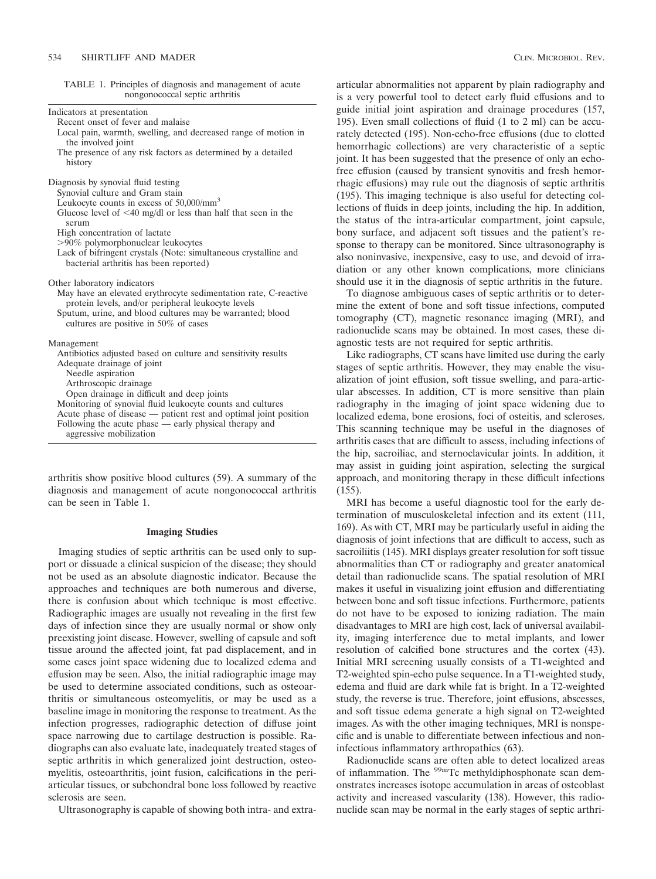TABLE 1. Principles of diagnosis and management of acute nongonococcal septic arthritis

| |
|---|
| Indicators at presentation |
| Recent onset of fever and malaise |
| Local pain, warmth, swelling, and decreased range of motion in the involved joint |
| The presence of any risk factors as determined by a detailed history |
| Diagnosis by synovial fluid testing |
| Synovial culture and Gram stain |
| Leukocyte counts in excess of 50,000/mm$^3$ |
| Glucose level of <40 mg/dl or less than half that seen in the serum |
| High concentration of lactate |
| >90% polymorphonuclear leukocytes |
| Lack of bifringent crystals (Note: simultaneous crystalline and bacterial arthritis has been reported) |
| Other laboratory indicators |
| May have an elevated erythrocyte sedimentation rate, C-reactive protein levels, and/or peripheral leukocyte levels |
| Sputum, urine, and blood cultures may be warranted; blood cultures are positive in 50% of cases |
| Management |
| Antibiotics adjusted based on culture and sensitivity results |
| Adequate drainage of joint |
| Needle aspiration |
| Arthroscopic drainage |
| Open drainage in difficult and deep joints |
| Monitoring of synovial fluid leukocyte counts and cultures |
| Acute phase of disease — patient rest and optimal joint position |
| Following the acute phase — early physical therapy and aggressive mobilization |

arthritis show positive blood cultures (59). A summary of the diagnosis and management of acute nongonococcal arthritis can be seen in Table 1.

### Imaging Studies

Imaging studies of septic arthritis can be used only to support or dissuade a clinical suspicion of the disease; they should not be used as an absolute diagnostic indicator. Because the approaches and techniques are both numerous and diverse, there is confusion about which technique is most effective. Radiographic images are usually not revealing in the first few days of infection since they are usually normal or show only preexisting joint disease. However, swelling of capsule and soft tissue around the affected joint, fat pad displacement, and in some cases joint space widening due to localized edema and effusion may be seen. Also, the initial radiographic image may be used to determine associated conditions, such as osteoarthritis or simultaneous osteomyelitis, or may be used as a baseline image in monitoring the response to treatment. As the infection progresses, radiographic detection of diffuse joint space narrowing due to cartilage destruction is possible. Radiographs can also evaluate late, inadequately treated stages of septic arthritis in which generalized joint destruction, osteomyelitis, osteoarthritis, joint fusion, calcifications in the periarticular tissues, or subchondral bone loss followed by reactive sclerosis are seen.

Ultrasonography is capable of showing both intra- and extra-articular abnormalities not apparent by plain radiography and is a very powerful tool to detect early fluid effusions and to guide initial joint aspiration and drainage procedures (157, 195). Even small collections of fluid (1 to 2 ml) can be accurately detected (195). Non-echo-free effusions (due to clotted hemorrhagic collections) are very characteristic of a septic joint. It has been suggested that the presence of only an echo-free effusion (caused by transient synovitis and fresh hemorrhagic effusions) may rule out the diagnosis of septic arthritis (195). This imaging technique is also useful for detecting collections of fluids in deep joints, including the hip. In addition, the status of the intra-articular compartment, joint capsule, bony surface, and adjacent soft tissues and the patient's response to therapy can be monitored. Since ultrasonography is also noninvasive, inexpensive, easy to use, and devoid of irradiation or any other known complications, more clinicians should use it in the diagnosis of septic arthritis in the future.

To diagnose ambiguous cases of septic arthritis or to determine the extent of bone and soft tissue infections, computed tomography (CT), magnetic resonance imaging (MRI), and radionuclide scans may be obtained. In most cases, these diagnostic tests are not required for septic arthritis.

Like radiographs, CT scans have limited use during the early stages of septic arthritis. However, they may enable the visualization of joint effusion, soft tissue swelling, and para-articular abscesses. In addition, CT is more sensitive than plain radiography in the imaging of joint space widening due to localized edema, bone erosions, foci of osteitis, and scleroses. This scanning technique may be useful in the diagnoses of arthritis cases that are difficult to assess, including infections of the hip, sacroiliac, and sternoclavicular joints. In addition, it may assist in guiding joint aspiration, selecting the surgical approach, and monitoring therapy in these difficult infections (155).

MRI has become a useful diagnostic tool for the early determination of musculoskeletal infection and its extent (111, 169). As with CT, MRI may be particularly useful in aiding the diagnosis of joint infections that are difficult to access, such as sacroiliitis (145). MRI displays greater resolution for soft tissue abnormalities than CT or radiography and greater anatomical detail than radionuclide scans. The spatial resolution of MRI makes it useful in visualizing joint effusion and differentiating between bone and soft tissue infections. Furthermore, patients do not have to be exposed to ionizing radiation. The main disadvantages to MRI are high cost, lack of universal availability, imaging interference due to metal implants, and lower resolution of calcified bone structures and the cortex (43). Initial MRI screening usually consists of a T1-weighted and T2-weighted spin-echo pulse sequence. In a T1-weighted study, edema and fluid are dark while fat is bright. In a T2-weighted study, the reverse is true. Therefore, joint effusions, abscesses, and soft tissue edema generate a high signal on T2-weighted images. As with the other imaging techniques, MRI is nonspecific and is unable to differentiate between infectious and noninfectious inflammatory arthropathies (63).

Radionuclide scans are often able to detect localized areas of inflammation. The $^{99m}$Tc methyldiphosphonate scan demonstrates increases isotope accumulation in areas of osteoblast activity and increased vascularity (138). However, this radionuclide scan may be normal in the early stages of septic arthri-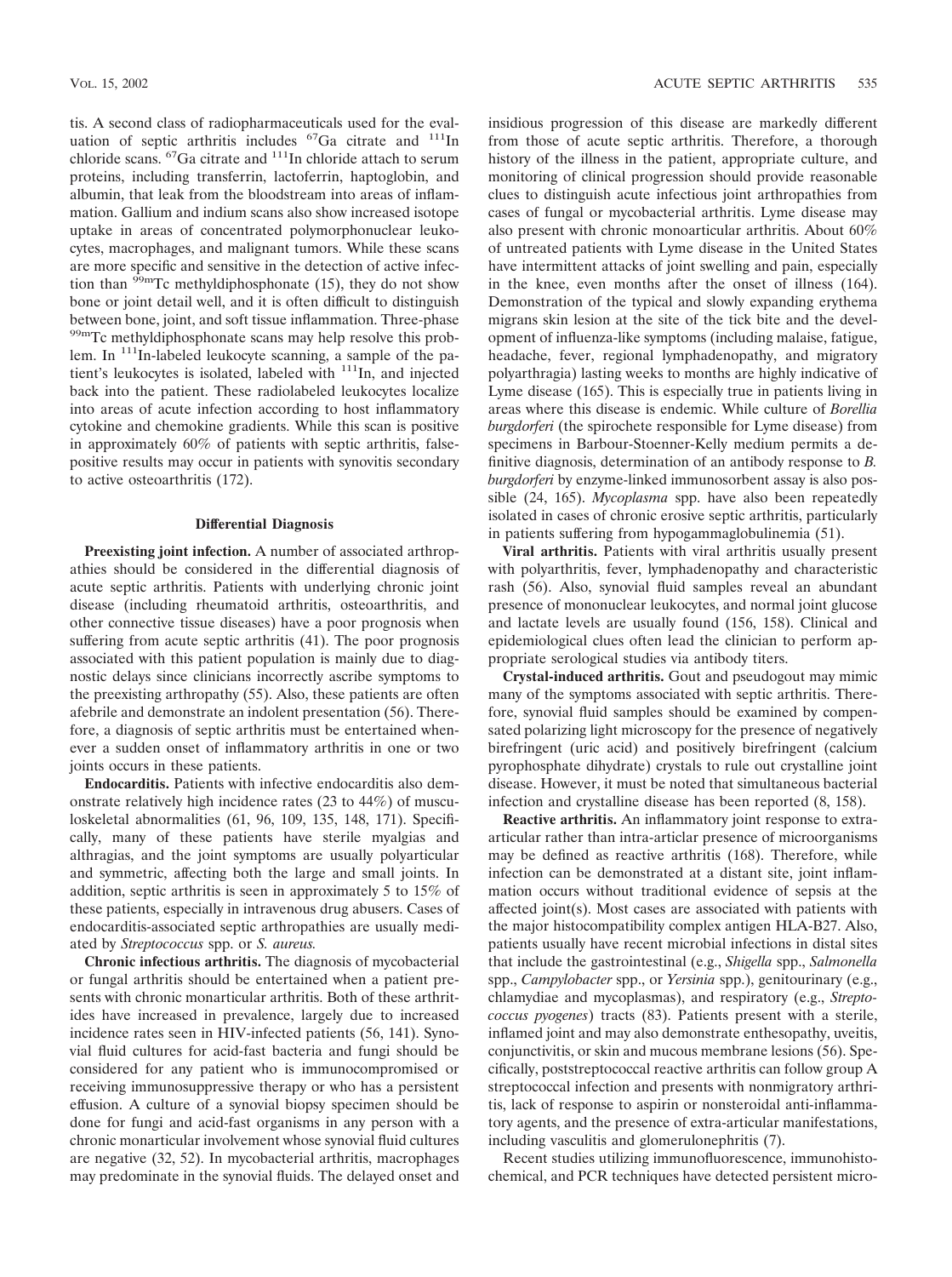tis. A second class of radiopharmaceuticals used for the evaluation of septic arthritis includes $^{67}$Ga citrate and $^{111}$In chloride scans. $^{67}$Ga citrate and $^{111}$In chloride attach to serum proteins, including transferrin, lactoferrin, haptoglobin, and albumin, that leak from the bloodstream into areas of inflammation. Gallium and indium scans also show increased isotope uptake in areas of concentrated polymorphonuclear leukocytes, macrophages, and malignant tumors. While these scans are more specific and sensitive in the detection of active infection than $^{99m}$Tc methyldiphosphonate (15), they do not show bone or joint detail well, and it is often difficult to distinguish between bone, joint, and soft tissue inflammation. Three-phase $^{99m}$Tc methyldiphosphonate scans may help resolve this problem. In $^{111}$In-labeled leukocyte scanning, a sample of the patient's leukocytes is isolated, labeled with $^{111}$In, and injected back into the patient. These radiolabeled leukocytes localize into areas of acute infection according to host inflammatory cytokine and chemokine gradients. While this scan is positive in approximately 60% of patients with septic arthritis, false-positive results may occur in patients with synovitis secondary to active osteoarthritis (172).

### Differential Diagnosis

**Preexisting joint infection.** A number of associated arthropathies should be considered in the differential diagnosis of acute septic arthritis. Patients with underlying chronic joint disease (including rheumatoid arthritis, osteoarthritis, and other connective tissue diseases) have a poor prognosis when suffering from acute septic arthritis (41). The poor prognosis associated with this patient population is mainly due to diagnostic delays since clinicians incorrectly ascribe symptoms to the preexisting arthropathy (55). Also, these patients are often afebrile and demonstrate an indolent presentation (56). Therefore, a diagnosis of septic arthritis must be entertained whenever a sudden onset of inflammatory arthritis in one or two joints occurs in these patients.

**Endocarditis.** Patients with infective endocarditis also demonstrate relatively high incidence rates (23 to 44%) of musculoskeletal abnormalities (61, 96, 109, 135, 148, 171). Specifically, many of these patients have sterile myalgias and althragias, and the joint symptoms are usually polyarticular and symmetric, affecting both the large and small joints. In addition, septic arthritis is seen in approximately 5 to 15% of these patients, especially in intravenous drug abusers. Cases of endocarditis-associated septic arthropathies are usually mediated by *Streptococcus* spp. or *S. aureus.*

**Chronic infectious arthritis.** The diagnosis of mycobacterial or fungal arthritis should be entertained when a patient presents with chronic monarticular arthritis. Both of these arthritides have increased in prevalence, largely due to increased incidence rates seen in HIV-infected patients (56, 141). Synovial fluid cultures for acid-fast bacteria and fungi should be considered for any patient who is immunocompromised or receiving immunosuppressive therapy or who has a persistent effusion. A culture of a synovial biopsy specimen should be done for fungi and acid-fast organisms in any person with a chronic monarticular involvement whose synovial fluid cultures are negative (32, 52). In mycobacterial arthritis, macrophages may predominate in the synovial fluids. The delayed onset and insidious progression of this disease are markedly different from those of acute septic arthritis. Therefore, a thorough history of the illness in the patient, appropriate culture, and monitoring of clinical progression should provide reasonable clues to distinguish acute infectious joint arthropathies from cases of fungal or mycobacterial arthritis. Lyme disease may also present with chronic monoarticular arthritis. About 60% of untreated patients with Lyme disease in the United States have intermittent attacks of joint swelling and pain, especially in the knee, even months after the onset of illness (164). Demonstration of the typical and slowly expanding erythema migrans skin lesion at the site of the tick bite and the development of influenza-like symptoms (including malaise, fatigue, headache, fever, regional lymphadenopathy, and migratory polyarthragia) lasting weeks to months are highly indicative of Lyme disease (165). This is especially true in patients living in areas where this disease is endemic. While culture of *Borellia burgdorferi* (the spirochete responsible for Lyme disease) from specimens in Barbour-Stoenner-Kelly medium permits a definitive diagnosis, determination of an antibody response to *B. burgdorferi* by enzyme-linked immunosorbent assay is also possible (24, 165). *Mycoplasma* spp. have also been repeatedly isolated in cases of chronic erosive septic arthritis, particularly in patients suffering from hypogammaglobulinemia (51).

**Viral arthritis.** Patients with viral arthritis usually present with polyarthritis, fever, lymphadenopathy and characteristic rash (56). Also, synovial fluid samples reveal an abundant presence of mononuclear leukocytes, and normal joint glucose and lactate levels are usually found (156, 158). Clinical and epidemiological clues often lead the clinician to perform appropriate serological studies via antibody titers.

**Crystal-induced arthritis.** Gout and pseudogout may mimic many of the symptoms associated with septic arthritis. Therefore, synovial fluid samples should be examined by compensated polarizing light microscopy for the presence of negatively birefringent (uric acid) and positively birefringent (calcium pyrophosphate dihydrate) crystals to rule out crystalline joint disease. However, it must be noted that simultaneous bacterial infection and crystalline disease has been reported (8, 158).

**Reactive arthritis.** An inflammatory joint response to extra-articular rather than intra-articlar presence of microorganisms may be defined as reactive arthritis (168). Therefore, while infection can be demonstrated at a distant site, joint inflammation occurs without traditional evidence of sepsis at the affected joint(s). Most cases are associated with patients with the major histocompatibility complex antigen HLA-B27. Also, patients usually have recent microbial infections in distal sites that include the gastrointestinal (e.g., *Shigella* spp., *Salmonella* spp., *Campylobacter* spp., or *Yersinia* spp.), genitourinary (e.g., chlamydiae and mycoplasmas), and respiratory (e.g., *Streptococcus pyogenes*) tracts (83). Patients present with a sterile, inflamed joint and may also demonstrate enthesopathy, uveitis, conjunctivitis, or skin and mucous membrane lesions (56). Specifically, poststreptococcal reactive arthritis can follow group A streptococcal infection and presents with nonmigratory arthritis, lack of response to aspirin or nonsteroidal anti-inflammatory agents, and the presence of extra-articular manifestations, including vasculitis and glomerulonephritis (7).

Recent studies utilizing immunofluorescence, immunohistochemical, and PCR techniques have detected persistent micro-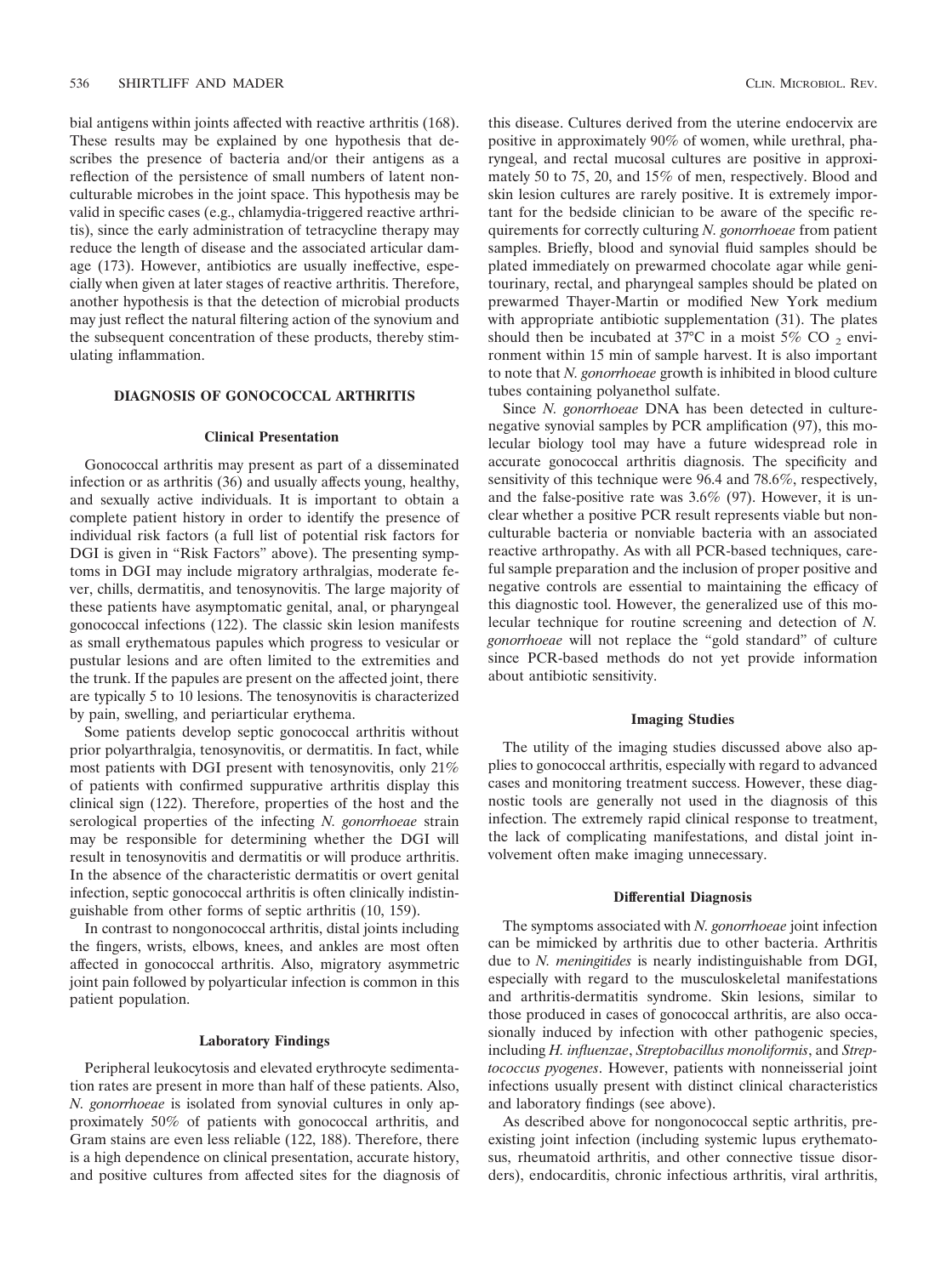bial antigens within joints affected with reactive arthritis (168). These results may be explained by one hypothesis that describes the presence of bacteria and/or their antigens as a reflection of the persistence of small numbers of latent nonculturable microbes in the joint space. This hypothesis may be valid in specific cases (e.g., chlamydia-triggered reactive arthritis), since the early administration of tetracycline therapy may reduce the length of disease and the associated articular damage (173). However, antibiotics are usually ineffective, especially when given at later stages of reactive arthritis. Therefore, another hypothesis is that the detection of microbial products may just reflect the natural filtering action of the synovium and the subsequent concentration of these products, thereby stimulating inflammation.

## DIAGNOSIS OF GONOCOCCAL ARTHRITIS

### Clinical Presentation

Gonococcal arthritis may present as part of a disseminated infection or as arthritis (36) and usually affects young, healthy, and sexually active individuals. It is important to obtain a complete patient history in order to identify the presence of individual risk factors (a full list of potential risk factors for DGI is given in "Risk Factors" above). The presenting symptoms in DGI may include migratory arthralgias, moderate fever, chills, dermatitis, and tenosynovitis. The large majority of these patients have asymptomatic genital, anal, or pharyngeal gonococcal infections (122). The classic skin lesion manifests as small erythematous papules which progress to vesicular or pustular lesions and are often limited to the extremities and the trunk. If the papules are present on the affected joint, there are typically 5 to 10 lesions. The tenosynovitis is characterized by pain, swelling, and periarticular erythema.

Some patients develop septic gonococcal arthritis without prior polyarthralgia, tenosynovitis, or dermatitis. In fact, while most patients with DGI present with tenosynovitis, only 21% of patients with confirmed suppurative arthritis display this clinical sign (122). Therefore, properties of the host and the serological properties of the infecting *N. gonorrhoeae* strain may be responsible for determining whether the DGI will result in tenosynovitis and dermatitis or will produce arthritis. In the absence of the characteristic dermatitis or overt genital infection, septic gonococcal arthritis is often clinically indistinguishable from other forms of septic arthritis (10, 159).

In contrast to nongonococcal arthritis, distal joints including the fingers, wrists, elbows, knees, and ankles are most often affected in gonococcal arthritis. Also, migratory asymmetric joint pain followed by polyarticular infection is common in this patient population.

### Laboratory Findings

Peripheral leukocytosis and elevated erythrocyte sedimentation rates are present in more than half of these patients. Also, *N. gonorrhoeae* is isolated from synovial cultures in only approximately 50% of patients with gonococcal arthritis, and Gram stains are even less reliable (122, 188). Therefore, there is a high dependence on clinical presentation, accurate history, and positive cultures from affected sites for the diagnosis of this disease. Cultures derived from the uterine endocervix are positive in approximately 90% of women, while urethral, pharyngeal, and rectal mucosal cultures are positive in approximately 50 to 75, 20, and 15% of men, respectively. Blood and skin lesion cultures are rarely positive. It is extremely important for the bedside clinician to be aware of the specific requirements for correctly culturing *N. gonorrhoeae* from patient samples. Briefly, blood and synovial fluid samples should be plated immediately on prewarmed chocolate agar while genitourinary, rectal, and pharyngeal samples should be plated on prewarmed Thayer-Martin or modified New York medium with appropriate antibiotic supplementation (31). The plates should then be incubated at 37°C in a moist 5% $CO_2$ environment within 15 min of sample harvest. It is also important to note that *N. gonorrhoeae* growth is inhibited in blood culture tubes containing polyanethol sulfate.

Since *N. gonorrhoeae* DNA has been detected in culture-negative synovial samples by PCR amplification (97), this molecular biology tool may have a future widespread role in accurate gonococcal arthritis diagnosis. The specificity and sensitivity of this technique were 96.4 and 78.6%, respectively, and the false-positive rate was 3.6% (97). However, it is unclear whether a positive PCR result represents viable but nonculturable bacteria or nonviable bacteria with an associated reactive arthropathy. As with all PCR-based techniques, careful sample preparation and the inclusion of proper positive and negative controls are essential to maintaining the efficacy of this diagnostic tool. However, the generalized use of this molecular technique for routine screening and detection of *N. gonorrhoeae* will not replace the "gold standard" of culture since PCR-based methods do not yet provide information about antibiotic sensitivity.

### Imaging Studies

The utility of the imaging studies discussed above also applies to gonococcal arthritis, especially with regard to advanced cases and monitoring treatment success. However, these diagnostic tools are generally not used in the diagnosis of this infection. The extremely rapid clinical response to treatment, the lack of complicating manifestations, and distal joint involvement often make imaging unnecessary.

### Differential Diagnosis

The symptoms associated with *N. gonorrhoeae* joint infection can be mimicked by arthritis due to other bacteria. Arthritis due to *N. meningitides* is nearly indistinguishable from DGI, especially with regard to the musculoskeletal manifestations and arthritis-dermatitis syndrome. Skin lesions, similar to those produced in cases of gonococcal arthritis, are also occasionally induced by infection with other pathogenic species, including *H. influenzae*, *Streptobacillus moniliformis*, and *Streptococcus pyogenes*. However, patients with nonneisserial joint infections usually present with distinct clinical characteristics and laboratory findings (see above).

As described above for nongonococcal septic arthritis, preexisting joint infection (including systemic lupus erythematosus, rheumatoid arthritis, and other connective tissue disorders), endocarditis, chronic infectious arthritis, viral arthritis,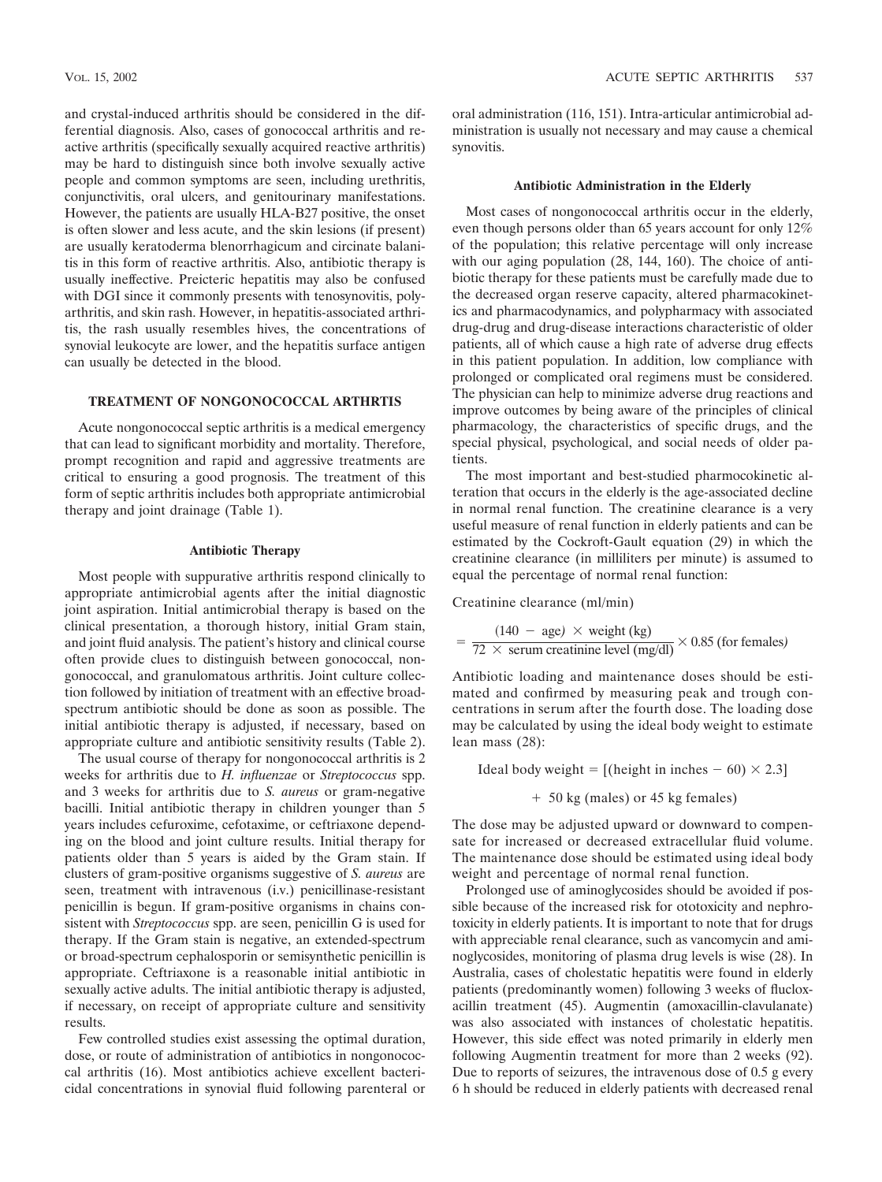and crystal-induced arthritis should be considered in the differential diagnosis. Also, cases of gonococcal arthritis and reactive arthritis (specifically sexually acquired reactive arthritis) may be hard to distinguish since both involve sexually active people and common symptoms are seen, including urethritis, conjunctivitis, oral ulcers, and genitourinary manifestations. However, the patients are usually HLA-B27 positive, the onset is often slower and less acute, and the skin lesions (if present) are usually keratoderma blenorrhagicum and circinate balanitis in this form of reactive arthritis. Also, antibiotic therapy is usually ineffective. Preicteric hepatitis may also be confused with DGI since it commonly presents with tenosynovitis, polyarthritis, and skin rash. However, in hepatitis-associated arthritis, the rash usually resembles hives, the concentrations of synovial leukocyte are lower, and the hepatitis surface antigen can usually be detected in the blood.

## TREATMENT OF NONGONOCOCCAL ARTHRTIS

Acute nongonococcal septic arthritis is a medical emergency that can lead to significant morbidity and mortality. Therefore, prompt recognition and rapid and aggressive treatments are critical to ensuring a good prognosis. The treatment of this form of septic arthritis includes both appropriate antimicrobial therapy and joint drainage (Table 1).

### Antibiotic Therapy

Most people with suppurative arthritis respond clinically to appropriate antimicrobial agents after the initial diagnostic joint aspiration. Initial antimicrobial therapy is based on the clinical presentation, a thorough history, initial Gram stain, and joint fluid analysis. The patient's history and clinical course often provide clues to distinguish between gonococcal, nongonococcal, and granulomatous arthritis. Joint culture collection followed by initiation of treatment with an effective broad-spectrum antibiotic should be done as soon as possible. The initial antibiotic therapy is adjusted, if necessary, based on appropriate culture and antibiotic sensitivity results (Table 2).

The usual course of therapy for nongonococcal arthritis is 2 weeks for arthritis due to *H. influenzae* or *Streptococcus* spp. and 3 weeks for arthritis due to *S. aureus* or gram-negative bacilli. Initial antibiotic therapy in children younger than 5 years includes cefuroxime, cefotaxime, or ceftriaxone depending on the blood and joint culture results. Initial therapy for patients older than 5 years is aided by the Gram stain. If clusters of gram-positive organisms suggestive of *S. aureus* are seen, treatment with intravenous (i.v.) penicillinase-resistant penicillin is begun. If gram-positive organisms in chains consistent with *Streptococcus* spp. are seen, penicillin G is used for therapy. If the Gram stain is negative, an extended-spectrum or broad-spectrum cephalosporin or semisynthetic penicillin is appropriate. Ceftriaxone is a reasonable initial antibiotic in sexually active adults. The initial antibiotic therapy is adjusted, if necessary, on receipt of appropriate culture and sensitivity results.

Few controlled studies exist assessing the optimal duration, dose, or route of administration of antibiotics in nongonococcal arthritis (16). Most antibiotics achieve excellent bactericidal concentrations in synovial fluid following parenteral or oral administration (116, 151). Intra-articular antimicrobial administration is usually not necessary and may cause a chemical synovitis.

### Antibiotic Administration in the Elderly

Most cases of nongonococcal arthritis occur in the elderly, even though persons older than 65 years account for only 12% of the population; this relative percentage will only increase with our aging population (28, 144, 160). The choice of antibiotic therapy for these patients must be carefully made due to the decreased organ reserve capacity, altered pharmacokinetics and pharmacodynamics, and polypharmacy with associated drug-drug and drug-disease interactions characteristic of older patients, all of which cause a high rate of adverse drug effects in this patient population. In addition, low compliance with prolonged or complicated oral regimens must be considered. The physician can help to minimize adverse drug reactions and improve outcomes by being aware of the principles of clinical pharmacology, the characteristics of specific drugs, and the special physical, psychological, and social needs of older patients.

The most important and best-studied pharmocokinetic alteration that occurs in the elderly is the age-associated decline in normal renal function. The creatinine clearance is a very useful measure of renal function in elderly patients and can be estimated by the Cockroft-Gault equation (29) in which the creatinine clearance (in milliliters per minute) is assumed to equal the percentage of normal renal function:

Creatinine clearance (ml/min)

$$= \frac{(140 - \text{age}) \times \text{weight (kg)}}{72 \times \text{serum creatinine level (mg/dl)}} \times 0.85 \text{ (for females)}$$

Antibiotic loading and maintenance doses should be estimated and confirmed by measuring peak and trough concentrations in serum after the fourth dose. The loading dose may be calculated by using the ideal body weight to estimate lean mass (28):

$$\text{Ideal body weight} = [(\text{height in inches} - 60) \times 2.3] + 50 \text{ kg (males) or } 45 \text{ kg females)}$$

The dose may be adjusted upward or downward to compensate for increased or decreased extracellular fluid volume. The maintenance dose should be estimated using ideal body weight and percentage of normal renal function.

Prolonged use of aminoglycosides should be avoided if possible because of the increased risk for ototoxicity and nephrotoxicity in elderly patients. It is important to note that for drugs with appreciable renal clearance, such as vancomycin and aminoglycosides, monitoring of plasma drug levels is wise (28). In Australia, cases of cholestatic hepatitis were found in elderly patients (predominantly women) following 3 weeks of flucloxacillin treatment (45). Augmentin (amoxacillin-clavulanate) was also associated with instances of cholestatic hepatitis. However, this side effect was noted primarily in elderly men following Augmentin treatment for more than 2 weeks (92). Due to reports of seizures, the intravenous dose of 0.5 g every 6 h should be reduced in elderly patients with decreased renal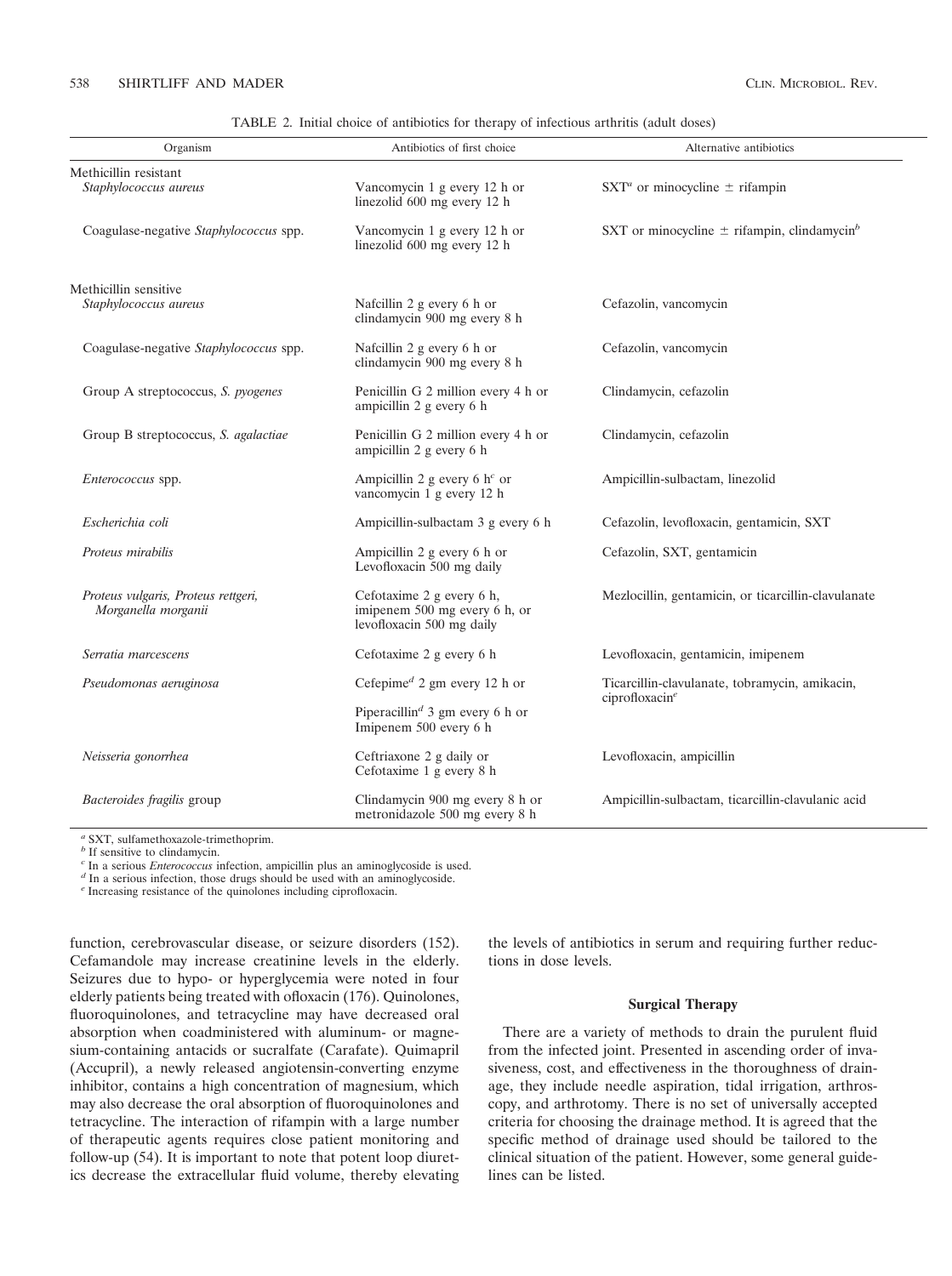TABLE 2. Initial choice of antibiotics for therapy of infectious arthritis (adult doses)

| Organism | Antibiotics of first choice | Alternative antibiotics |
|---|---|---|
| Methicillin resistant | | |
| *Staphylococcus aureus* | Vancomycin 1 g every 12 h or linezolid 600 mg every 12 h | SXT[a] or minocycline ± rifampin |
| Coagulase-negative *Staphylococcus* spp. | Vancomycin 1 g every 12 h or linezolid 600 mg every 12 h | SXT or minocycline ± rifampin, clindamycin[b] |
| Methicillin sensitive | | |
| *Staphylococcus aureus* | Nafcillin 2 g every 6 h or clindamycin 900 mg every 8 h | Cefazolin, vancomycin |
| Coagulase-negative *Staphylococcus* spp. | Nafcillin 2 g every 6 h or clindamycin 900 mg every 8 h | Cefazolin, vancomycin |
| Group A streptococcus, *S. pyogenes* | Penicillin G 2 million every 4 h or ampicillin 2 g every 6 h | Clindamycin, cefazolin |
| Group B streptococcus, *S. agalactiae* | Penicillin G 2 million every 4 h or ampicillin 2 g every 6 h | Clindamycin, cefazolin |
| *Enterococcus* spp. | Ampicillin 2 g every 6 h[c] or vancomycin 1 g every 12 h | Ampicillin-sulbactam, linezolid |
| *Escherichia coli* | Ampicillin-sulbactam 3 g every 6 h | Cefazolin, levofloxacin, gentamicin, SXT |
| *Proteus mirabilis* | Ampicillin 2 g every 6 h or Levofloxacin 500 mg daily | Cefazolin, SXT, gentamicin |
| *Proteus vulgaris, Proteus rettgeri, Morganella morganii* | Cefotaxime 2 g every 6 h, imipenem 500 mg every 6 h, or levofloxacin 500 mg daily | Mezlocillin, gentamicin, or ticarcillin-clavulanate |
| *Serratia marcescens* | Cefotaxime 2 g every 6 h | Levofloxacin, gentamicin, imipenem |
| *Pseudomonas aeruginosa* | Cefepime[d] 2 gm every 12 h or Piperacillin[d] 3 gm every 6 h or Imipenem 500 every 6 h | Ticarcillin-clavulanate, tobramycin, amikacin, ciprofloxacin[e] |
| *Neisseria gonorrhea* | Ceftriaxone 2 g daily or Cefotaxime 1 g every 8 h | Levofloxacin, ampicillin |
| *Bacteroides fragilis* group | Clindamycin 900 mg every 8 h or metronidazole 500 mg every 8 h | Ampicillin-sulbactam, ticarcillin-clavulanic acid |

[a] SXT, sulfamethoxazole-trimethoprim.
[b] If sensitive to clindamycin.
[c] In a serious *Enterococcus* infection, ampicillin plus an aminoglycoside is used.
[d] In a serious infection, those drugs should be used with an aminoglycoside.
[e] Increasing resistance of the quinolones including ciprofloxacin.

function, cerebrovascular disease, or seizure disorders (152). Cefamandole may increase creatinine levels in the elderly. Seizures due to hypo- or hyperglycemia were noted in four elderly patients being treated with ofloxacin (176). Quinolones, fluoroquinolones, and tetracycline may have decreased oral absorption when coadministered with aluminum- or magnesium-containing antacids or sucralfate (Carafate). Quimapril (Accupril), a newly released angiotensin-converting enzyme inhibitor, contains a high concentration of magnesium, which may also decrease the oral absorption of fluoroquinolones and tetracycline. The interaction of rifampin with a large number of therapeutic agents requires close patient monitoring and follow-up (54). It is important to note that potent loop diuretics decrease the extracellular fluid volume, thereby elevating the levels of antibiotics in serum and requiring further reductions in dose levels.

### Surgical Therapy

There are a variety of methods to drain the purulent fluid from the infected joint. Presented in ascending order of invasiveness, cost, and effectiveness in the thoroughness of drainage, they include needle aspiration, tidal irrigation, arthroscopy, and arthrotomy. There is no set of universally accepted criteria for choosing the drainage method. It is agreed that the specific method of drainage used should be tailored to the clinical situation of the patient. However, some general guidelines can be listed.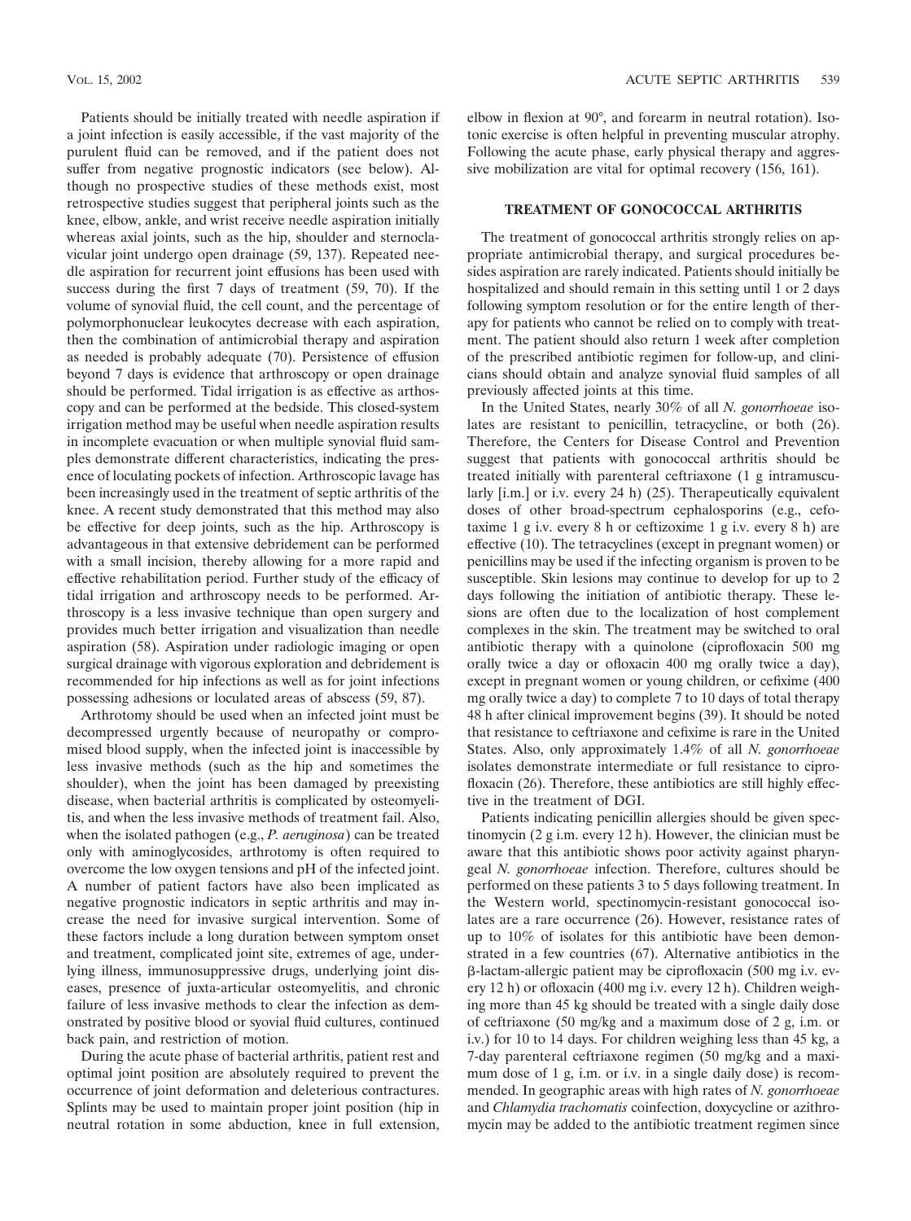Patients should be initially treated with needle aspiration if a joint infection is easily accessible, if the vast majority of the purulent fluid can be removed, and if the patient does not suffer from negative prognostic indicators (see below). Although no prospective studies of these methods exist, most retrospective studies suggest that peripheral joints such as the knee, elbow, ankle, and wrist receive needle aspiration initially whereas axial joints, such as the hip, shoulder and sternoclavicular joint undergo open drainage (59, 137). Repeated needle aspiration for recurrent joint effusions has been used with success during the first 7 days of treatment (59, 70). If the volume of synovial fluid, the cell count, and the percentage of polymorphonuclear leukocytes decrease with each aspiration, then the combination of antimicrobial therapy and aspiration as needed is probably adequate (70). Persistence of effusion beyond 7 days is evidence that arthroscopy or open drainage should be performed. Tidal irrigation is as effective as arthroscopy and can be performed at the bedside. This closed-system irrigation method may be useful when needle aspiration results in incomplete evacuation or when multiple synovial fluid samples demonstrate different characteristics, indicating the presence of loculating pockets of infection. Arthroscopic lavage has been increasingly used in the treatment of septic arthritis of the knee. A recent study demonstrated that this method may also be effective for deep joints, such as the hip. Arthroscopy is advantageous in that extensive debridement can be performed with a small incision, thereby allowing for a more rapid and effective rehabilitation period. Further study of the efficacy of tidal irrigation and arthroscopy needs to be performed. Arthroscopy is a less invasive technique than open surgery and provides much better irrigation and visualization than needle aspiration (58). Aspiration under radiologic imaging or open surgical drainage with vigorous exploration and debridement is recommended for hip infections as well as for joint infections possessing adhesions or loculated areas of abscess (59, 87).

Arthrotomy should be used when an infected joint must be decompressed urgently because of neuropathy or compromised blood supply, when the infected joint is inaccessible by less invasive methods (such as the hip and sometimes the shoulder), when the joint has been damaged by preexisting disease, when bacterial arthritis is complicated by osteomyelitis, and when the less invasive methods of treatment fail. Also, when the isolated pathogen (e.g., *P. aeruginosa*) can be treated only with aminoglycosides, arthrotomy is often required to overcome the low oxygen tensions and pH of the infected joint. A number of patient factors have also been implicated as negative prognostic indicators in septic arthritis and may increase the need for invasive surgical intervention. Some of these factors include a long duration between symptom onset and treatment, complicated joint site, extremes of age, underlying illness, immunosuppressive drugs, underlying joint diseases, presence of juxta-articular osteomyelitis, and chronic failure of less invasive methods to clear the infection as demonstrated by positive blood or syovial fluid cultures, continued back pain, and restriction of motion.

During the acute phase of bacterial arthritis, patient rest and optimal joint position are absolutely required to prevent the occurrence of joint deformation and deleterious contractures. Splints may be used to maintain proper joint position (hip in neutral rotation in some abduction, knee in full extension, elbow in flexion at 90°, and forearm in neutral rotation). Isotonic exercise is often helpful in preventing muscular atrophy. Following the acute phase, early physical therapy and aggressive mobilization are vital for optimal recovery (156, 161).

## TREATMENT OF GONOCOCCAL ARTHRITIS

The treatment of gonococcal arthritis strongly relies on appropriate antimicrobial therapy, and surgical procedures besides aspiration are rarely indicated. Patients should initially be hospitalized and should remain in this setting until 1 or 2 days following symptom resolution or for the entire length of therapy for patients who cannot be relied on to comply with treatment. The patient should also return 1 week after completion of the prescribed antibiotic regimen for follow-up, and clinicians should obtain and analyze synovial fluid samples of all previously affected joints at this time.

In the United States, nearly 30% of all *N. gonorrhoeae* isolates are resistant to penicillin, tetracycline, or both (26). Therefore, the Centers for Disease Control and Prevention suggest that patients with gonococcal arthritis should be treated initially with parenteral ceftriaxone (1 g intramuscularly [i.m.] or i.v. every 24 h) (25). Therapeutically equivalent doses of other broad-spectrum cephalosporins (e.g., cefotaxime 1 g i.v. every 8 h or ceftizoxime 1 g i.v. every 8 h) are effective (10). The tetracyclines (except in pregnant women) or penicillins may be used if the infecting organism is proven to be susceptible. Skin lesions may continue to develop for up to 2 days following the initiation of antibiotic therapy. These lesions are often due to the localization of host complement complexes in the skin. The treatment may be switched to oral antibiotic therapy with a quinolone (ciprofloxacin 500 mg orally twice a day or ofloxacin 400 mg orally twice a day), except in pregnant women or young children, or cefixime (400 mg orally twice a day) to complete 7 to 10 days of total therapy 48 h after clinical improvement begins (39). It should be noted that resistance to ceftriaxone and cefixime is rare in the United States. Also, only approximately 1.4% of all *N. gonorrhoeae* isolates demonstrate intermediate or full resistance to ciprofloxacin (26). Therefore, these antibiotics are still highly effective in the treatment of DGI.

Patients indicating penicillin allergies should be given spectinomycin (2 g i.m. every 12 h). However, the clinician must be aware that this antibiotic shows poor activity against pharyngeal *N. gonorrhoeae* infection. Therefore, cultures should be performed on these patients 3 to 5 days following treatment. In the Western world, spectinomycin-resistant gonococcal isolates are a rare occurrence (26). However, resistance rates of up to 10% of isolates for this antibiotic have been demonstrated in a few countries (67). Alternative antibiotics in the β-lactam-allergic patient may be ciprofloxacin (500 mg i.v. every 12 h) or ofloxacin (400 mg i.v. every 12 h). Children weighing more than 45 kg should be treated with a single daily dose of ceftriaxone (50 mg/kg and a maximum dose of 2 g, i.m. or i.v.) for 10 to 14 days. For children weighing less than 45 kg, a 7-day parenteral ceftriaxone regimen (50 mg/kg and a maximum dose of 1 g, i.m. or i.v. in a single daily dose) is recommended. In geographic areas with high rates of *N. gonorrhoeae* and *Chlamydia trachomatis* coinfection, doxycycline or azithromycin may be added to the antibiotic treatment regimen since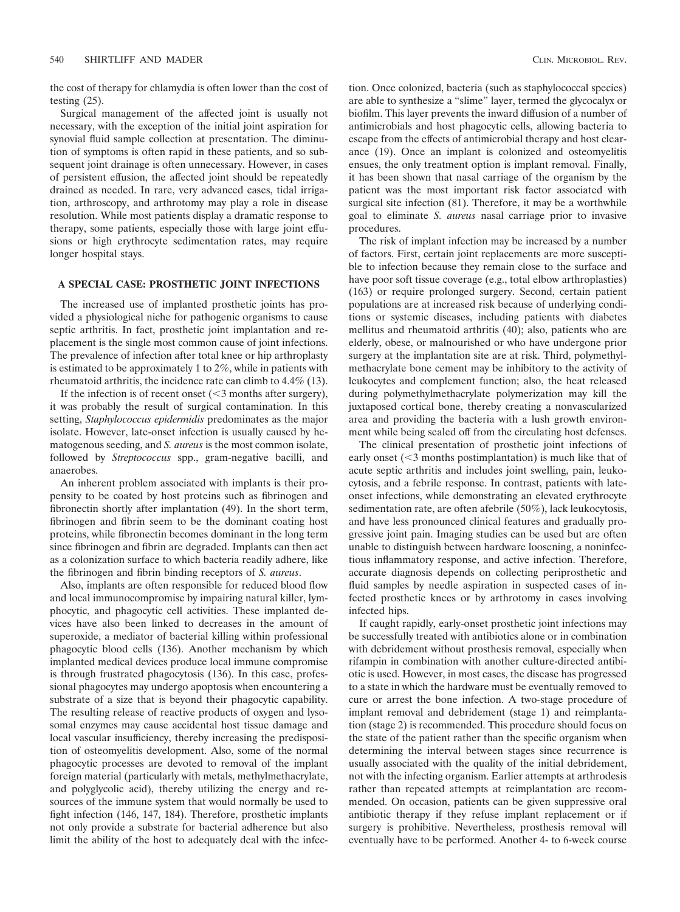the cost of therapy for chlamydia is often lower than the cost of testing (25).

Surgical management of the affected joint is usually not necessary, with the exception of the initial joint aspiration for synovial fluid sample collection at presentation. The diminution of symptoms is often rapid in these patients, and so subsequent joint drainage is often unnecessary. However, in cases of persistent effusion, the affected joint should be repeatedly drained as needed. In rare, very advanced cases, tidal irrigation, arthroscopy, and arthrotomy may play a role in disease resolution. While most patients display a dramatic response to therapy, some patients, especially those with large joint effusions or high erythrocyte sedimentation rates, may require longer hospital stays.

## A SPECIAL CASE: PROSTHETIC JOINT INFECTIONS

The increased use of implanted prosthetic joints has provided a physiological niche for pathogenic organisms to cause septic arthritis. In fact, prosthetic joint implantation and replacement is the single most common cause of joint infections. The prevalence of infection after total knee or hip arthroplasty is estimated to be approximately 1 to 2%, while in patients with rheumatoid arthritis, the incidence rate can climb to 4.4% (13).

If the infection is of recent onset (<3 months after surgery), it was probably the result of surgical contamination. In this setting, *Staphylococcus epidermidis* predominates as the major isolate. However, late-onset infection is usually caused by hematogenous seeding, and *S. aureus* is the most common isolate, followed by *Streptococcus* spp., gram-negative bacilli, and anaerobes.

An inherent problem associated with implants is their propensity to be coated by host proteins such as fibrinogen and fibronectin shortly after implantation (49). In the short term, fibrinogen and fibrin seem to be the dominant coating host proteins, while fibronectin becomes dominant in the long term since fibrinogen and fibrin are degraded. Implants can then act as a colonization surface to which bacteria readily adhere, like the fibrinogen and fibrin binding receptors of *S. aureus*.

Also, implants are often responsible for reduced blood flow and local immunocompromise by impairing natural killer, lymphocytic, and phagocytic cell activities. These implanted devices have also been linked to decreases in the amount of superoxide, a mediator of bacterial killing within professional phagocytic blood cells (136). Another mechanism by which implanted medical devices produce local immune compromise is through frustrated phagocytosis (136). In this case, professional phagocytes may undergo apoptosis when encountering a substrate of a size that is beyond their phagocytic capability. The resulting release of reactive products of oxygen and lysosomal enzymes may cause accidental host tissue damage and local vascular insufficiency, thereby increasing the predisposition of osteomyelitis development. Also, some of the normal phagocytic processes are devoted to removal of the implant foreign material (particularly with metals, methylmethacrylate, and polyglycolic acid), thereby utilizing the energy and resources of the immune system that would normally be used to fight infection (146, 147, 184). Therefore, prosthetic implants not only provide a substrate for bacterial adherence but also limit the ability of the host to adequately deal with the infection. Once colonized, bacteria (such as staphylococcal species) are able to synthesize a "slime" layer, termed the glycocalyx or biofilm. This layer prevents the inward diffusion of a number of antimicrobials and host phagocytic cells, allowing bacteria to escape from the effects of antimicrobial therapy and host clearance (19). Once an implant is colonized and osteomyelitis ensues, the only treatment option is implant removal. Finally, it has been shown that nasal carriage of the organism by the patient was the most important risk factor associated with surgical site infection (81). Therefore, it may be a worthwhile goal to eliminate *S. aureus* nasal carriage prior to invasive procedures.

The risk of implant infection may be increased by a number of factors. First, certain joint replacements are more susceptible to infection because they remain close to the surface and have poor soft tissue coverage (e.g., total elbow arthroplasties) (163) or require prolonged surgery. Second, certain patient populations are at increased risk because of underlying conditions or systemic diseases, including patients with diabetes mellitus and rheumatoid arthritis (40); also, patients who are elderly, obese, or malnourished or who have undergone prior surgery at the implantation site are at risk. Third, polymethylmethacrylate bone cement may be inhibitory to the activity of leukocytes and complement function; also, the heat released during polymethylmethacrylate polymerization may kill the juxtaposed cortical bone, thereby creating a nonvascularized area and providing the bacteria with a lush growth environment while being sealed off from the circulating host defenses.

The clinical presentation of prosthetic joint infections of early onset (<3 months postimplantation) is much like that of acute septic arthritis and includes joint swelling, pain, leukocytosis, and a febrile response. In contrast, patients with late-onset infections, while demonstrating an elevated erythrocyte sedimentation rate, are often afebrile (50%), lack leukocytosis, and have less pronounced clinical features and gradually progressive joint pain. Imaging studies can be used but are often unable to distinguish between hardware loosening, a noninfectious inflammatory response, and active infection. Therefore, accurate diagnosis depends on collecting periprosthetic and fluid samples by needle aspiration in suspected cases of infected prosthetic knees or by arthrotomy in cases involving infected hips.

If caught rapidly, early-onset prosthetic joint infections may be successfully treated with antibiotics alone or in combination with debridement without prosthesis removal, especially when rifampin in combination with another culture-directed antibiotic is used. However, in most cases, the disease has progressed to a state in which the hardware must be eventually removed to cure or arrest the bone infection. A two-stage procedure of implant removal and debridement (stage 1) and reimplantation (stage 2) is recommended. This procedure should focus on the state of the patient rather than the specific organism when determining the interval between stages since recurrence is usually associated with the quality of the initial debridement, not with the infecting organism. Earlier attempts at arthrodesis rather than repeated attempts at reimplantation are recommended. On occasion, patients can be given suppressive oral antibiotic therapy if they refuse implant replacement or if surgery is prohibitive. Nevertheless, prosthesis removal will eventually have to be performed. Another 4- to 6-week course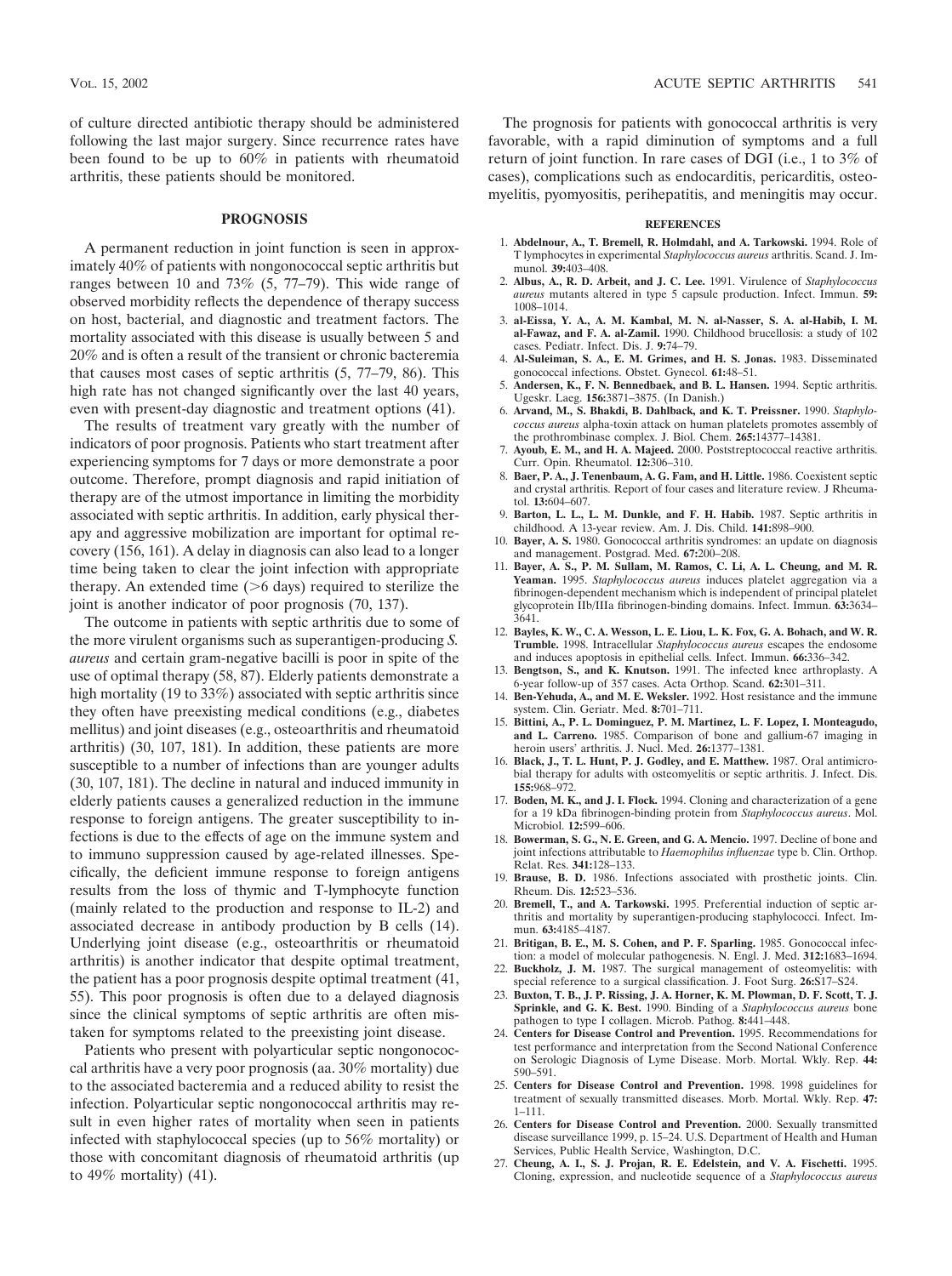of culture directed antibiotic therapy should be administered following the last major surgery. Since recurrence rates have been found to be up to 60% in patients with rheumatoid arthritis, these patients should be monitored.

## PROGNOSIS

A permanent reduction in joint function is seen in approximately 40% of patients with nongonococcal septic arthritis but ranges between 10 and 73% (5, 77–79). This wide range of observed morbidity reflects the dependence of therapy success on host, bacterial, and diagnostic and treatment factors. The mortality associated with this disease is usually between 5 and 20% and is often a result of the transient or chronic bacteremia that causes most cases of septic arthritis (5, 77–79, 86). This high rate has not changed significantly over the last 40 years, even with present-day diagnostic and treatment options (41).

The results of treatment vary greatly with the number of indicators of poor prognosis. Patients who start treatment after experiencing symptoms for 7 days or more demonstrate a poor outcome. Therefore, prompt diagnosis and rapid initiation of therapy are of the utmost importance in limiting the morbidity associated with septic arthritis. In addition, early physical therapy and aggressive mobilization are important for optimal recovery (156, 161). A delay in diagnosis can also lead to a longer time being taken to clear the joint infection with appropriate therapy. An extended time (>6 days) required to sterilize the joint is another indicator of poor prognosis (70, 137).

The outcome in patients with septic arthritis due to some of the more virulent organisms such as superantigen-producing *S. aureus* and certain gram-negative bacilli is poor in spite of the use of optimal therapy (58, 87). Elderly patients demonstrate a high mortality (19 to 33%) associated with septic arthritis since they often have preexisting medical conditions (e.g., diabetes mellitus) and joint diseases (e.g., osteoarthritis and rheumatoid arthritis) (30, 107, 181). In addition, these patients are more susceptible to a number of infections than are younger adults (30, 107, 181). The decline in natural and induced immunity in elderly patients causes a generalized reduction in the immune response to foreign antigens. The greater susceptibility to infections is due to the effects of age on the immune system and to immuno suppression caused by age-related illnesses. Specifically, the deficient immune response to foreign antigens results from the loss of thymic and T-lymphocyte function (mainly related to the production and response to IL-2) and associated decrease in antibody production by B cells (14). Underlying joint disease (e.g., osteoarthritis or rheumatoid arthritis) is another indicator that despite optimal treatment, the patient has a poor prognosis despite optimal treatment (41, 55). This poor prognosis is often due to a delayed diagnosis since the clinical symptoms of septic arthritis are often mistaken for symptoms related to the preexisting joint disease.

Patients who present with polyarticular septic nongonococcal arthritis have a very poor prognosis (aa. 30% mortality) due to the associated bacteremia and a reduced ability to resist the infection. Polyarticular septic nongonococcal arthritis may result in even higher rates of mortality when seen in patients infected with staphylococcal species (up to 56% mortality) or those with concomitant diagnosis of rheumatoid arthritis (up to 49% mortality) (41).

The prognosis for patients with gonococcal arthritis is very favorable, with a rapid diminution of symptoms and a full return of joint function. In rare cases of DGI (i.e., 1 to 3% of cases), complications such as endocarditis, pericarditis, osteomyelitis, pyomyositis, perihepatitis, and meningitis may occur.

## REFERENCES

1. **Abdelnour, A., T. Bremell, R. Holmdahl, and A. Tarkowski.** 1994. Role of T lymphocytes in experimental *Staphylococcus aureus* arthritis. Scand. J. Immunol. **39:**403–408.
2. **Albus, A., R. D. Arbeit, and J. C. Lee.** 1991. Virulence of *Staphylococcus aureus* mutants altered in type 5 capsule production. Infect. Immun. **59:** 1008–1014.
3. **al-Eissa, Y. A., A. M. Kambal, M. N. al-Nasser, S. A. al-Habib, I. M. al-Fawaz, and F. A. al-Zamil.** 1990. Childhood brucellosis: a study of 102 cases. Pediatr. Infect. Dis. J. **9:**74–79.
4. **Al-Suleiman, S. A., E. M. Grimes, and H. S. Jonas.** 1983. Disseminated gonococcal infections. Obstet. Gynecol. **61:**48–51.
5. **Andersen, K., F. N. Bennedbaek, and B. L. Hansen.** 1994. Septic arthritis. Ugeskr. Laeg. **156:**3871–3875. (In Danish.)
6. **Arvand, M., S. Bhakdi, B. Dahlback, and K. T. Preissner.** 1990. *Staphylococcus aureus* alpha-toxin attack on human platelets promotes assembly of the prothrombinase complex. J. Biol. Chem. **265:**14377–14381.
7. **Ayoub, E. M., and H. A. Majeed.** 2000. Poststreptococcal reactive arthritis. Curr. Opin. Rheumatol. **12:**306–310.
8. **Baer, P. A., J. Tenenbaum, A. G. Fam, and H. Little.** 1986. Coexistent septic and crystal arthritis. Report of four cases and literature review. J Rheumatol. **13:**604–607.
9. **Barton, L. L., L. M. Dunkle, and F. H. Habib.** 1987. Septic arthritis in childhood. A 13-year review. Am. J. Dis. Child. **141:**898–900.
10. **Bayer, A. S.** 1980. Gonococcal arthritis syndromes: an update on diagnosis and management. Postgrad. Med. **67:**200–208.
11. **Bayer, A. S., P. M. Sullam, M. Ramos, C. Li, A. L. Cheung, and M. R. Yeaman.** 1995. *Staphylococcus aureus* induces platelet aggregation via a fibrinogen-dependent mechanism which is independent of principal platelet glycoprotein IIb/IIIa fibrinogen-binding domains. Infect. Immun. **63:**3634–3641.
12. **Bayles, K. W., C. A. Wesson, L. E. Liou, L. K. Fox, G. A. Bohach, and W. R. Trumble.** 1998. Intracellular *Staphylococcus aureus* escapes the endosome and induces apoptosis in epithelial cells. Infect. Immun. **66:**336–342.
13. **Bengtson, S., and K. Knutson.** 1991. The infected knee arthroplasty. A 6-year follow-up of 357 cases. Acta Orthop. Scand. **62:**301–311.
14. **Ben-Yehuda, A., and M. E. Weksler.** 1992. Host resistance and the immune system. Clin. Geriatr. Med. **8:**701–711.
15. **Bittini, A., P. L. Dominguez, P. M. Martinez, L. F. Lopez, I. Monteagudo, and L. Carreno.** 1985. Comparison of bone and gallium-67 imaging in heroin users' arthritis. J. Nucl. Med. **26:**1377–1381.
16. **Black, J., T. L. Hunt, P. J. Godley, and E. Matthew.** 1987. Oral antimicrobial therapy for adults with osteomyelitis or septic arthritis. J. Infect. Dis. **155:**968–972.
17. **Boden, M. K., and J. I. Flock.** 1994. Cloning and characterization of a gene for a 19 kDa fibrinogen-binding protein from *Staphylococcus aureus*. Mol. Microbiol. **12:**599–606.
18. **Bowerman, S. G., N. E. Green, and G. A. Mencio.** 1997. Decline of bone and joint infections attributable to *Haemophilus influenzae* type b. Clin. Orthop. Relat. Res. **341:**128–133.
19. **Brause, B. D.** 1986. Infections associated with prosthetic joints. Clin. Rheum. Dis. **12:**523–536.
20. **Bremell, T., and A. Tarkowski.** 1995. Preferential induction of septic arthritis and mortality by superantigen-producing staphylococci. Infect. Immun. **63:**4185–4187.
21. **Britigan, B. E., M. S. Cohen, and P. F. Sparling.** 1985. Gonococcal infection: a model of molecular pathogenesis. N. Engl. J. Med. **312:**1683–1694.
22. **Buckholz, J. M.** 1987. The surgical management of osteomyelitis: with special reference to a surgical classification. J. Foot Surg. **26:**S17–S24.
23. **Buxton, T. B., J. P. Rissing, J. A. Horner, K. M. Plowman, D. F. Scott, T. J. Sprinkle, and G. K. Best.** 1990. Binding of a *Staphylococcus aureus* bone pathogen to type I collagen. Microb. Pathog. **8:**441–448.
24. **Centers for Disease Control and Prevention.** 1995. Recommendations for test performance and interpretation from the Second National Conference on Serologic Diagnosis of Lyme Disease. Morb. Mortal. Wkly. Rep. **44:** 590–591.
25. **Centers for Disease Control and Prevention.** 1998. 1998 guidelines for treatment of sexually transmitted diseases. Morb. Mortal. Wkly. Rep. **47:** 1–111.
26. **Centers for Disease Control and Prevention.** 2000. Sexually transmitted disease surveillance 1999, p. 15–24. U.S. Department of Health and Human Services, Public Health Service, Washington, D.C.
27. **Cheung, A. I., S. J. Projan, R. E. Edelstein, and V. A. Fischetti.** 1995. Cloning, expression, and nucleotide sequence of a *Staphylococcus aureus*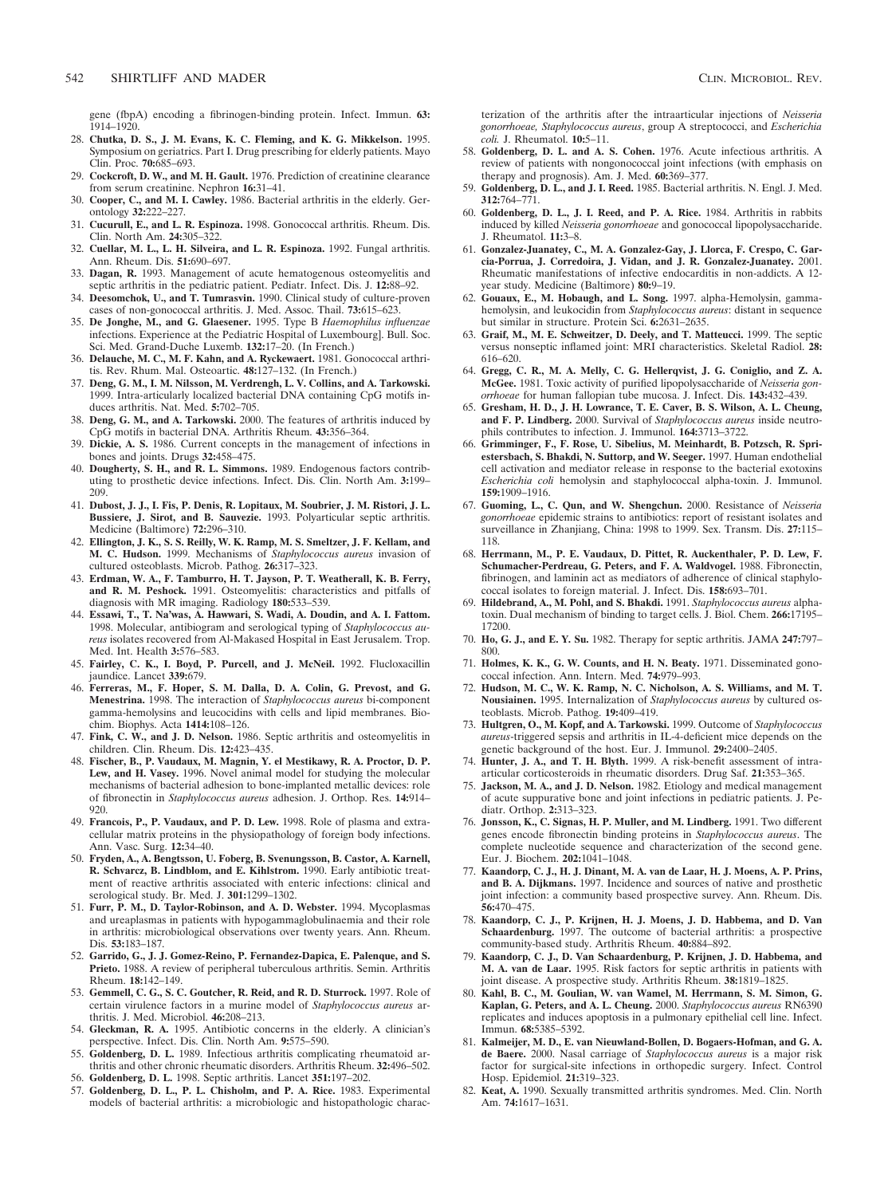gene (fbpA) encoding a fibrinogen-binding protein. Infect. Immun. **63:** 1914–1920.

28. **Chutka, D. S., J. M. Evans, K. C. Fleming, and K. G. Mikkelson.** 1995. Symposium on geriatrics. Part I. Drug prescribing for elderly patients. Mayo Clin. Proc. **70:**685–693.
29. **Cockcroft, D. W., and M. H. Gault.** 1976. Prediction of creatinine clearance from serum creatinine. Nephron **16:**31–41.
30. **Cooper, C., and M. I. Cawley.** 1986. Bacterial arthritis in the elderly. Gerontology **32:**222–227.
31. **Cucurull, E., and L. R. Espinoza.** 1998. Gonococcal arthritis. Rheum. Dis. Clin. North Am. **24:**305–322.
32. **Cuellar, M. L., L. H. Silveira, and L. R. Espinoza.** 1992. Fungal arthritis. Ann. Rheum. Dis. **51:**690–697.
33. **Dagan, R.** 1993. Management of acute hematogenous osteomyelitis and septic arthritis in the pediatric patient. Pediatr. Infect. Dis. J. **12:**88–92.
34. **Deesomchok, U., and T. Tumrasvin.** 1990. Clinical study of culture-proven cases of non-gonococcal arthritis. J. Med. Assoc. Thail. **73:**615–623.
35. **De Jonghe, M., and G. Glaesener.** 1995. Type B *Haemophilus influenzae* infections. Experience at the Pediatric Hospital of Luxembourg]. Bull. Soc. Sci. Med. Grand-Duche Luxemb. **132:**17–20. (In French.)
36. **Delauche, M. C., M. F. Kahn, and A. Ryckewaert.** 1981. Gonococcal arthritis. Rev. Rhum. Mal. Osteoartic. **48:**127–132. (In French.)
37. **Deng, G. M., I. M. Nilsson, M. Verdrengh, L. V. Collins, and A. Tarkowski.** 1999. Intra-articularly localized bacterial DNA containing CpG motifs induces arthritis. Nat. Med. **5:**702–705.
38. **Deng, G. M., and A. Tarkowski.** 2000. The features of arthritis induced by CpG motifs in bacterial DNA. Arthritis Rheum. **43:**356–364.
39. **Dickie, A. S.** 1986. Current concepts in the management of infections in bones and joints. Drugs **32:**458–475.
40. **Dougherty, S. H., and R. L. Simmons.** 1989. Endogenous factors contributing to prosthetic device infections. Infect. Dis. Clin. North Am. **3:**199–209.
41. **Dubost, J. J., I. Fis, P. Denis, R. Lopitaux, M. Soubrier, J. M. Ristori, J. L. Bussiere, J. Sirot, and B. Sauvezie.** 1993. Polyarticular septic arthritis. Medicine (Baltimore) **72:**296–310.
42. **Ellington, J. K., S. S. Reilly, W. K. Ramp, M. S. Smeltzer, J. F. Kellam, and M. C. Hudson.** 1999. Mechanisms of *Staphylococcus aureus* invasion of cultured osteoblasts. Microb. Pathog. **26:**317–323.
43. **Erdman, W. A., F. Tamburro, H. T. Jayson, P. T. Weatherall, K. B. Ferry, and R. M. Peshock.** 1991. Osteomyelitis: characteristics and pitfalls of diagnosis with MR imaging. Radiology **180:**533–539.
44. **Essawi, T., T. Na'was, A. Hawwari, S. Wadi, A. Doudin, and A. I. Fattom.** 1998. Molecular, antibiogram and serological typing of *Staphylococcus aureus* isolates recovered from Al-Makased Hospital in East Jerusalem. Trop. Med. Int. Health **3:**576–583.
45. **Fairley, C. K., I. Boyd, P. Purcell, and J. McNeil.** 1992. Flucloxacillin jaundice. Lancet **339:**679.
46. **Ferreras, M., F. Hoper, S. M. Dalla, D. A. Colin, G. Prevost, and G. Menestrina.** 1998. The interaction of *Staphylococcus aureus* bi-component gamma-hemolysins and leucocidins with cells and lipid membranes. Biochim. Biophys. Acta **1414:**108–126.
47. **Fink, C. W., and J. D. Nelson.** 1986. Septic arthritis and osteomyelitis in children. Clin. Rheum. Dis. **12:**423–435.
48. **Fischer, B., P. Vaudaux, M. Magnin, Y. el Mestikawy, R. A. Proctor, D. P. Lew, and H. Vasey.** 1996. Novel animal model for studying the molecular mechanisms of bacterial adhesion to bone-implanted metallic devices: role of fibronectin in *Staphylococcus aureus* adhesion. J. Orthop. Res. **14:**914–920.
49. **Francois, P., P. Vaudaux, and P. D. Lew.** 1998. Role of plasma and extracellular matrix proteins in the physiopathology of foreign body infections. Ann. Vasc. Surg. **12:**34–40.
50. **Fryden, A., A. Bengtsson, U. Foberg, B. Svenungsson, B. Castor, A. Karnell, R. Schvarcz, B. Lindblom, and E. Kihlstrom.** 1990. Early antibiotic treatment of reactive arthritis associated with enteric infections: clinical and serological study. Br. Med. J. **301:**1299–1302.
51. **Furr, P. M., D. Taylor-Robinson, and A. D. Webster.** 1994. Mycoplasmas and ureaplasmas in patients with hypogammaglobulinaemia and their role in arthritis: microbiological observations over twenty years. Ann. Rheum. Dis. **53:**183–187.
52. **Garrido, G., J. J. Gomez-Reino, P. Fernandez-Dapica, E. Palenque, and S. Prieto.** 1988. A review of peripheral tuberculous arthritis. Semin. Arthritis Rheum. **18:**142–149.
53. **Gemmell, C. G., S. C. Goutcher, R. Reid, and R. D. Sturrock.** 1997. Role of certain virulence factors in a murine model of *Staphylococcus aureus* arthritis. J. Med. Microbiol. **46:**208–213.
54. **Gleckman, R. A.** 1995. Antibiotic concerns in the elderly. A clinician's perspective. Infect. Dis. Clin. North Am. **9:**575–590.
55. **Goldenberg, D. L.** 1989. Infectious arthritis complicating rheumatoid arthritis and other chronic rheumatic disorders. Arthritis Rheum. **32:**496–502.
56. **Goldenberg, D. L.** 1998. Septic arthritis. Lancet **351:**197–202.
57. **Goldenberg, D. L., P. L. Chisholm, and P. A. Rice.** 1983. Experimental models of bacterial arthritis: a microbiologic and histopathologic characterization of the arthritis after the intraarticular injections of *Neisseria gonorrhoeae, Staphylococcus aureus*, group A streptococci, and *Escherichia coli.* J. Rheumatol. **10:**5–11.
58. **Goldenberg, D. L. and A. S. Cohen.** 1976. Acute infectious arthritis. A review of patients with nongonococcal joint infections (with emphasis on therapy and prognosis). Am. J. Med. **60:**369–377.
59. **Goldenberg, D. L., and J. I. Reed.** 1985. Bacterial arthritis. N. Engl. J. Med. **312:**764–771.
60. **Goldenberg, D. L., J. I. Reed, and P. A. Rice.** 1984. Arthritis in rabbits induced by killed *Neisseria gonorrhoeae* and gonococcal lipopolysaccharide. J. Rheumatol. **11:**3–8.
61. **Gonzalez-Juanatey, C., M. A. Gonzalez-Gay, J. Llorca, F. Crespo, C. Garcia-Porrua, J. Corredoira, J. Vidan, and J. R. Gonzalez-Juanatey.** 2001. Rheumatic manifestations of infective endocarditis in non-addicts. A 12-year study. Medicine (Baltimore) **80:**9–19.
62. **Gouaux, E., M. Hobaugh, and L. Song.** 1997. alpha-Hemolysin, gamma-hemolysin, and leukocidin from *Staphylococcus aureus*: distant in sequence but similar in structure. Protein Sci. **6:**2631–2635.
63. **Graif, M., M. E. Schweitzer, D. Deely, and T. Matteucci.** 1999. The septic versus nonseptic inflamed joint: MRI characteristics. Skeletal Radiol. **28:** 616–620.
64. **Gregg, C. R., M. A. Melly, C. G. Hellerqvist, J. G. Coniglio, and Z. A. McGee.** 1981. Toxic activity of purified lipopolysaccharide of *Neisseria gonorrhoeae* for human fallopian tube mucosa. J. Infect. Dis. **143:**432–439.
65. **Gresham, H. D., J. H. Lowrance, T. E. Caver, B. S. Wilson, A. L. Cheung, and F. P. Lindberg.** 2000. Survival of *Staphylococcus aureus* inside neutrophils contributes to infection. J. Immunol. **164:**3713–3722.
66. **Grimminger, F., F. Rose, U. Sibelius, M. Meinhardt, B. Potzsch, R. Spriestersbach, S. Bhakdi, N. Suttorp, and W. Seeger.** 1997. Human endothelial cell activation and mediator release in response to the bacterial exotoxins *Escherichia coli* hemolysin and staphylococcal alpha-toxin. J. Immunol. **159:**1909–1916.
67. **Guoming, L., C. Qun, and W. Shengchun.** 2000. Resistance of *Neisseria gonorrhoeae* epidemic strains to antibiotics: report of resistant isolates and surveillance in Zhanjiang, China: 1998 to 1999. Sex. Transm. Dis. **27:**115–118.
68. **Herrmann, M., P. E. Vaudaux, D. Pittet, R. Auckenthaler, P. D. Lew, F. Schumacher-Perdreau, G. Peters, and F. A. Waldvogel.** 1988. Fibronectin, fibrinogen, and laminin act as mediators of adherence of clinical staphylococcal isolates to foreign material. J. Infect. Dis. **158:**693–701.
69. **Hildebrand, A., M. Pohl, and S. Bhakdi.** 1991. *Staphylococcus aureus* alpha-toxin. Dual mechanism of binding to target cells. J. Biol. Chem. **266:**17195–17200.
70. **Ho, G. J., and E. Y. Su.** 1982. Therapy for septic arthritis. JAMA **247:**797–800.
71. **Holmes, K. K., G. W. Counts, and H. N. Beaty.** 1971. Disseminated gonococcal infection. Ann. Intern. Med. **74:**979–993.
72. **Hudson, M. C., W. K. Ramp, N. C. Nicholson, A. S. Williams, and M. T. Nousiainen.** 1995. Internalization of *Staphylococcus aureus* by cultured osteoblasts. Microb. Pathog. **19:**409–419.
73. **Hultgren, O., M. Kopf, and A. Tarkowski.** 1999. Outcome of *Staphylococcus aureus*-triggered sepsis and arthritis in IL-4-deficient mice depends on the genetic background of the host. Eur. J. Immunol. **29:**2400–2405.
74. **Hunter, J. A., and T. H. Blyth.** 1999. A risk-benefit assessment of intra-articular corticosteroids in rheumatic disorders. Drug Saf. **21:**353–365.
75. **Jackson, M. A., and J. D. Nelson.** 1982. Etiology and medical management of acute suppurative bone and joint infections in pediatric patients. J. Pediatr. Orthop. **2:**313–323.
76. **Jonsson, K., C. Signas, H. P. Muller, and M. Lindberg.** 1991. Two different genes encode fibronectin binding proteins in *Staphylococcus aureus*. The complete nucleotide sequence and characterization of the second gene. Eur. J. Biochem. **202:**1041–1048.
77. **Kaandorp, C. J., H. J. Dinant, M. A. van de Laar, H. J. Moens, A. P. Prins, and B. A. Dijkmans.** 1997. Incidence and sources of native and prosthetic joint infection: a community based prospective survey. Ann. Rheum. Dis. **56:**470–475.
78. **Kaandorp, C. J., P. Krijnen, H. J. Moens, J. D. Habbema, and D. Van Schaardenburg.** 1997. The outcome of bacterial arthritis: a prospective community-based study. Arthritis Rheum. **40:**884–892.
79. **Kaandorp, C. J., D. Van Schaardenburg, P. Krijnen, J. D. Habbema, and M. A. van de Laar.** 1995. Risk factors for septic arthritis in patients with joint disease. A prospective study. Arthritis Rheum. **38:**1819–1825.
80. **Kahl, B. C., M. Goulian, W. van Wamel, M. Herrmann, S. M. Simon, G. Kaplan, G. Peters, and A. L. Cheung.** 2000. *Staphylococcus aureus* RN6390 replicates and induces apoptosis in a pulmonary epithelial cell line. Infect. Immun. **68:**5385–5392.
81. **Kalmeijer, M. D., E. van Nieuwland-Bollen, D. Bogaers-Hofman, and G. A. de Baere.** 2000. Nasal carriage of *Staphylococcus aureus* is a major risk factor for surgical-site infections in orthopedic surgery. Infect. Control Hosp. Epidemiol. **21:**319–323.
82. **Keat, A.** 1990. Sexually transmitted arthritis syndromes. Med. Clin. North Am. **74:**1617–1631.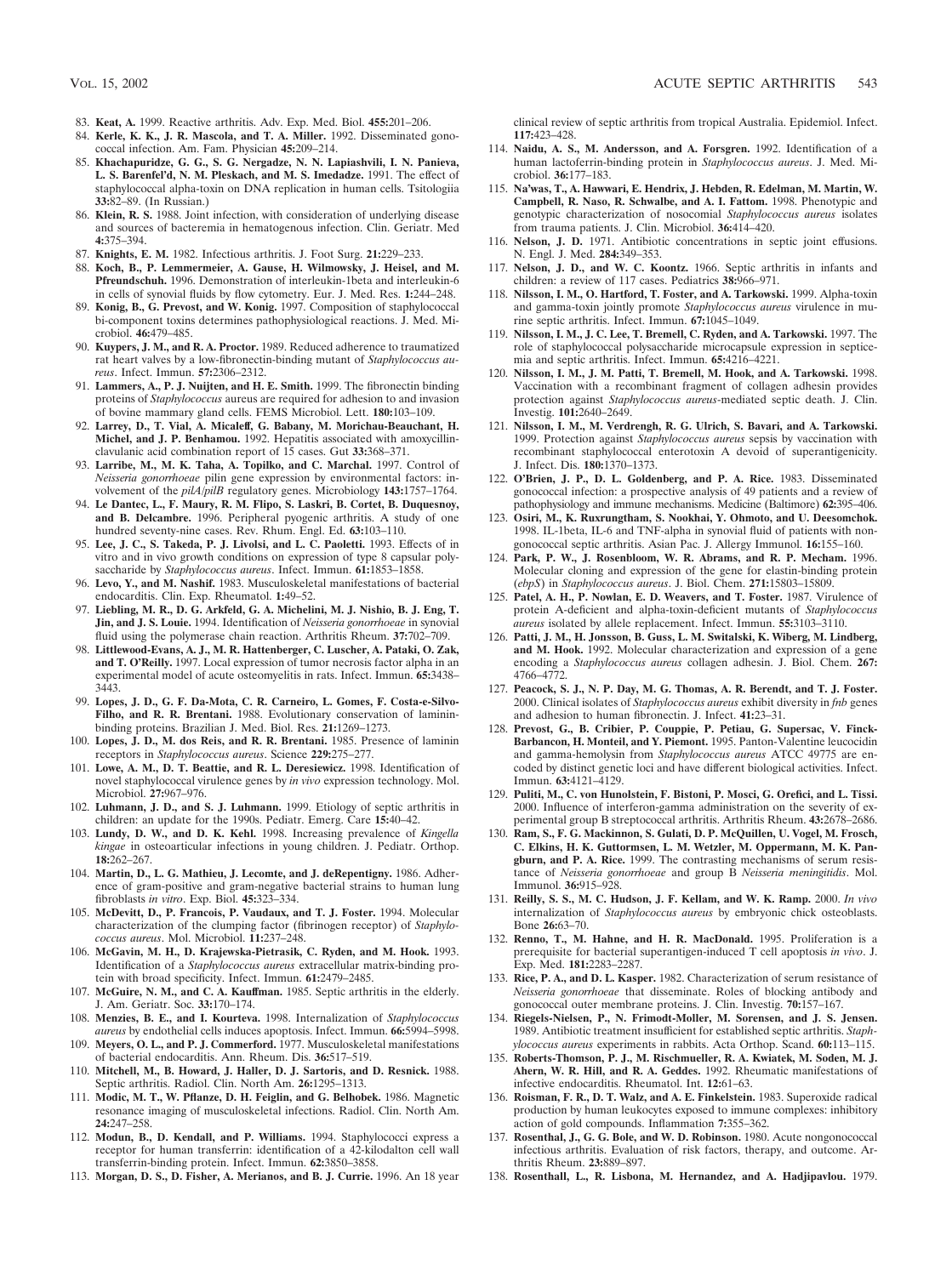83. **Keat, A.** 1999. Reactive arthritis. Adv. Exp. Med. Biol. **455:**201–206.
84. **Kerle, K. K., J. R. Mascola, and T. A. Miller.** 1992. Disseminated gonococcal infection. Am. Fam. Physician **45:**209–214.
85. **Khachapuridze, G. G., S. G. Nergadze, N. N. Lapiashvili, I. N. Panieva, L. S. Barenfel'd, N. M. Pleskach, and M. S. Imedadze.** 1991. The effect of staphylococcal alpha-toxin on DNA replication in human cells. Tsitologiia **33:**82–89. (In Russian.)
86. **Klein, R. S.** 1988. Joint infection, with consideration of underlying disease and sources of bacteremia in hematogenous infection. Clin. Geriatr. Med **4:**375–394.
87. **Knights, E. M.** 1982. Infectious arthritis. J. Foot Surg. **21:**229–233.
88. **Koch, B., P. Lemmermeier, A. Gause, H. Wilmowsky, J. Heisel, and M. Pfreundschuh.** 1996. Demonstration of interleukin-1beta and interleukin-6 in cells of synovial fluids by flow cytometry. Eur. J. Med. Res. **1:**244–248.
89. **Konig, B., G. Prevost, and W. Konig.** 1997. Composition of staphylococcal bi-component toxins determines pathophysiological reactions. J. Med. Microbiol. **46:**479–485.
90. **Kuypers, J. M., and R. A. Proctor.** 1989. Reduced adherence to traumatized rat heart valves by a low-fibronectin-binding mutant of *Staphylococcus aureus*. Infect. Immun. **57:**2306–2312.
91. **Lammers, A., P. J. Nuijten, and H. E. Smith.** 1999. The fibronectin binding proteins of *Staphylococcus* aureus are required for adhesion to and invasion of bovine mammary gland cells. FEMS Microbiol. Lett. **180:**103–109.
92. **Larrey, D., T. Vial, A. Micaleff, G. Babany, M. Morichau-Beauchant, H. Michel, and J. P. Benhamou.** 1992. Hepatitis associated with amoxycillin-clavulanic acid combination report of 15 cases. Gut **33:**368–371.
93. **Larribe, M., M. K. Taha, A. Topilko, and C. Marchal.** 1997. Control of *Neisseria gonorrhoeae* pilin gene expression by environmental factors: involvement of the *pilA/pilB* regulatory genes. Microbiology **143:**1757–1764.
94. **Le Dantec, L., F. Maury, R. M. Flipo, S. Laskri, B. Cortet, B. Duquesnoy, and B. Delcambre.** 1996. Peripheral pyogenic arthritis. A study of one hundred seventy-nine cases. Rev. Rhum. Engl. Ed. **63:**103–110.
95. **Lee, J. C., S. Takeda, P. J. Livolsi, and L. C. Paoletti.** 1993. Effects of in vitro and in vivo growth conditions on expression of type 8 capsular polysaccharide by *Staphylococcus aureus*. Infect. Immun. **61:**1853–1858.
96. **Levo, Y., and M. Nashif.** 1983. Musculoskeletal manifestations of bacterial endocarditis. Clin. Exp. Rheumatol. **1:**49–52.
97. **Liebling, M. R., D. G. Arkfeld, G. A. Michelini, M. J. Nishio, B. J. Eng, T. Jin, and J. S. Louie.** 1994. Identification of *Neisseria gonorrhoeae* in synovial fluid using the polymerase chain reaction. Arthritis Rheum. **37:**702–709.
98. **Littlewood-Evans, A. J., M. R. Hattenberger, C. Luscher, A. Pataki, O. Zak, and T. O'Reilly.** 1997. Local expression of tumor necrosis factor alpha in an experimental model of acute osteomyelitis in rats. Infect. Immun. **65:**3438–3443.
99. **Lopes, J. D., G. F. Da-Mota, C. R. Carneiro, L. Gomes, F. Costa-e-Silvo-Filho, and R. R. Brentani.** 1988. Evolutionary conservation of laminin-binding proteins. Brazilian J. Med. Biol. Res. **21:**1269–1273.
100. **Lopes, J. D., M. dos Reis, and R. R. Brentani.** 1985. Presence of laminin receptors in *Staphylococcus aureus*. Science **229:**275–277.
101. **Lowe, A. M., D. T. Beattie, and R. L. Deresiewicz.** 1998. Identification of novel staphylococcal virulence genes by *in vivo* expression technology. Mol. Microbiol. **27:**967–976.
102. **Luhmann, J. D., and S. J. Luhmann.** 1999. Etiology of septic arthritis in children: an update for the 1990s. Pediatr. Emerg. Care **15:**40–42.
103. **Lundy, D. W., and D. K. Kehl.** 1998. Increasing prevalence of *Kingella kingae* in osteoarticular infections in young children. J. Pediatr. Orthop. **18:**262–267.
104. **Martin, D., L. G. Mathieu, J. Lecomte, and J. deRepentigny.** 1986. Adherence of gram-positive and gram-negative bacterial strains to human lung fibroblasts *in vitro*. Exp. Biol. **45:**323–334.
105. **McDevitt, D., P. Francois, P. Vaudaux, and T. J. Foster.** 1994. Molecular characterization of the clumping factor (fibrinogen receptor) of *Staphylococcus aureus*. Mol. Microbiol. **11:**237–248.
106. **McGavin, M. H., D. Krajewska-Pietrasik, C. Ryden, and M. Hook.** 1993. Identification of a *Staphylococcus aureus* extracellular matrix-binding protein with broad specificity. Infect. Immun. **61:**2479–2485.
107. **McGuire, N. M., and C. A. Kauffman.** 1985. Septic arthritis in the elderly. J. Am. Geriatr. Soc. **33:**170–174.
108. **Menzies, B. E., and I. Kourteva.** 1998. Internalization of *Staphylococcus aureus* by endothelial cells induces apoptosis. Infect. Immun. **66:**5994–5998.
109. **Meyers, O. L., and P. J. Commerford.** 1977. Musculoskeletal manifestations of bacterial endocarditis. Ann. Rheum. Dis. **36:**517–519.
110. **Mitchell, M., B. Howard, J. Haller, D. J. Sartoris, and D. Resnick.** 1988. Septic arthritis. Radiol. Clin. North Am. **26:**1295–1313.
111. **Modic, M. T., W. Pflanze, D. H. Feiglin, and G. Belhobek.** 1986. Magnetic resonance imaging of musculoskeletal infections. Radiol. Clin. North Am. **24:**247–258.
112. **Modun, B., D. Kendall, and P. Williams.** 1994. Staphylococci express a receptor for human transferrin: identification of a 42-kilodalton cell wall transferrin-binding protein. Infect. Immun. **62:**3850–3858.
113. **Morgan, D. S., D. Fisher, A. Merianos, and B. J. Currie.** 1996. An 18 year clinical review of septic arthritis from tropical Australia. Epidemiol. Infect. **117:**423–428.
114. **Naidu, A. S., M. Andersson, and A. Forsgren.** 1992. Identification of a human lactoferrin-binding protein in *Staphylococcus aureus*. J. Med. Microbiol. **36:**177–183.
115. **Na'was, T., A. Hawwari, E. Hendrix, J. Hebden, R. Edelman, M. Martin, W. Campbell, R. Naso, R. Schwalbe, and A. I. Fattom.** 1998. Phenotypic and genotypic characterization of nosocomial *Staphylococcus aureus* isolates from trauma patients. J. Clin. Microbiol. **36:**414–420.
116. **Nelson, J. D.** 1971. Antibiotic concentrations in septic joint effusions. N. Engl. J. Med. **284:**349–353.
117. **Nelson, J. D., and W. C. Koontz.** 1966. Septic arthritis in infants and children: a review of 117 cases. Pediatrics **38:**966–971.
118. **Nilsson, I. M., O. Hartford, T. Foster, and A. Tarkowski.** 1999. Alpha-toxin and gamma-toxin jointly promote *Staphylococcus aureus* virulence in murine septic arthritis. Infect. Immun. **67:**1045–1049.
119. **Nilsson, I. M., J. C. Lee, T. Bremell, C. Ryden, and A. Tarkowski.** 1997. The role of staphylococcal polysaccharide microcapsule expression in septicemia and septic arthritis. Infect. Immun. **65:**4216–4221.
120. **Nilsson, I. M., J. M. Patti, T. Bremell, M. Hook, and A. Tarkowski.** 1998. Vaccination with a recombinant fragment of collagen adhesin provides protection against *Staphylococcus aureus*-mediated septic death. J. Clin. Investig. **101:**2640–2649.
121. **Nilsson, I. M., M. Verdrengh, R. G. Ulrich, S. Bavari, and A. Tarkowski.** 1999. Protection against *Staphylococcus aureus* sepsis by vaccination with recombinant staphylococcal enterotoxin A devoid of superantigenicity. J. Infect. Dis. **180:**1370–1373.
122. **O'Brien, J. P., D. L. Goldenberg, and P. A. Rice.** 1983. Disseminated gonococcal infection: a prospective analysis of 49 patients and a review of pathophysiology and immune mechanisms. Medicine (Baltimore) **62:**395–406.
123. **Osiri, M., K. Ruxrungtham, S. Nookhai, Y. Ohmoto, and U. Deesomchok.** 1998. IL-1beta, IL-6 and TNF-alpha in synovial fluid of patients with non-gonococcal septic arthritis. Asian Pac. J. Allergy Immunol. **16:**155–160.
124. **Park, P. W., J. Rosenbloom, W. R. Abrams, and R. P. Mecham.** 1996. Molecular cloning and expression of the gene for elastin-binding protein (*ebpS*) in *Staphylococcus aureus*. J. Biol. Chem. **271:**15803–15809.
125. **Patel, A. H., P. Nowlan, E. D. Weavers, and T. Foster.** 1987. Virulence of protein A-deficient and alpha-toxin-deficient mutants of *Staphylococcus aureus* isolated by allele replacement. Infect. Immun. **55:**3103–3110.
126. **Patti, J. M., H. Jonsson, B. Guss, L. M. Switalski, K. Wiberg, M. Lindberg, and M. Hook.** 1992. Molecular characterization and expression of a gene encoding a *Staphylococcus aureus* collagen adhesin. J. Biol. Chem. **267:**4766–4772.
127. **Peacock, S. J., N. P. Day, M. G. Thomas, A. R. Berendt, and T. J. Foster.** 2000. Clinical isolates of *Staphylococcus aureus* exhibit diversity in *fnb* genes and adhesion to human fibronectin. J. Infect. **41:**23–31.
128. **Prevost, G., B. Cribier, P. Couppie, P. Petiau, G. Supersac, V. Finck-Barbancon, H. Monteil, and Y. Piemont.** 1995. Panton-Valentine leucocidin and gamma-hemolysin from *Staphylococcus aureus* ATCC 49775 are encoded by distinct genetic loci and have different biological activities. Infect. Immun. **63:**4121–4129.
129. **Puliti, M., C. von Hunolstein, F. Bistoni, P. Mosci, G. Orefici, and L. Tissi.** 2000. Influence of interferon-gamma administration on the severity of experimental group B streptococcal arthritis. Arthritis Rheum. **43:**2678–2686.
130. **Ram, S., F. G. Mackinnon, S. Gulati, D. P. McQuillen, U. Vogel, M. Frosch, C. Elkins, H. K. Guttormsen, L. M. Wetzler, M. Oppermann, M. K. Pangburn, and P. A. Rice.** 1999. The contrasting mechanisms of serum resistance of *Neisseria gonorrhoeae* and group B *Neisseria meningitidis*. Mol. Immunol. **36:**915–928.
131. **Reilly, S. S., M. C. Hudson, J. F. Kellam, and W. K. Ramp.** 2000. *In vivo* internalization of *Staphylococcus aureus* by embryonic chick osteoblasts. Bone **26:**63–70.
132. **Renno, T., M. Hahne, and H. R. MacDonald.** 1995. Proliferation is a prerequisite for bacterial superantigen-induced T cell apoptosis *in vivo*. J. Exp. Med. **181:**2283–2287.
133. **Rice, P. A., and D. L. Kasper.** 1982. Characterization of serum resistance of *Neisseria gonorrhoeae* that disseminate. Roles of blocking antibody and gonococcal outer membrane proteins. J. Clin. Investig. **70:**157–167.
134. **Riegels-Nielsen, P., N. Frimodt-Moller, M. Sorensen, and J. S. Jensen.** 1989. Antibiotic treatment insufficient for established septic arthritis. *Staphylococcus aureus* experiments in rabbits. Acta Orthop. Scand. **60:**113–115.
135. **Roberts-Thomson, P. J., M. Rischmueller, R. A. Kwiatek, M. Soden, M. J. Ahern, W. R. Hill, and R. A. Geddes.** 1992. Rheumatic manifestations of infective endocarditis. Rheumatol. Int. **12:**61–63.
136. **Roisman, F. R., D. T. Walz, and A. E. Finkelstein.** 1983. Superoxide radical production by human leukocytes exposed to immune complexes: inhibitory action of gold compounds. Inflammation **7:**355–362.
137. **Rosenthal, J., G. G. Bole, and W. D. Robinson.** 1980. Acute nongonococcal infectious arthritis. Evaluation of risk factors, therapy, and outcome. Arthritis Rheum. **23:**889–897.
138. **Rosenthall, L., R. Lisbona, M. Hernandez, and A. Hadjipavlou.** 1979.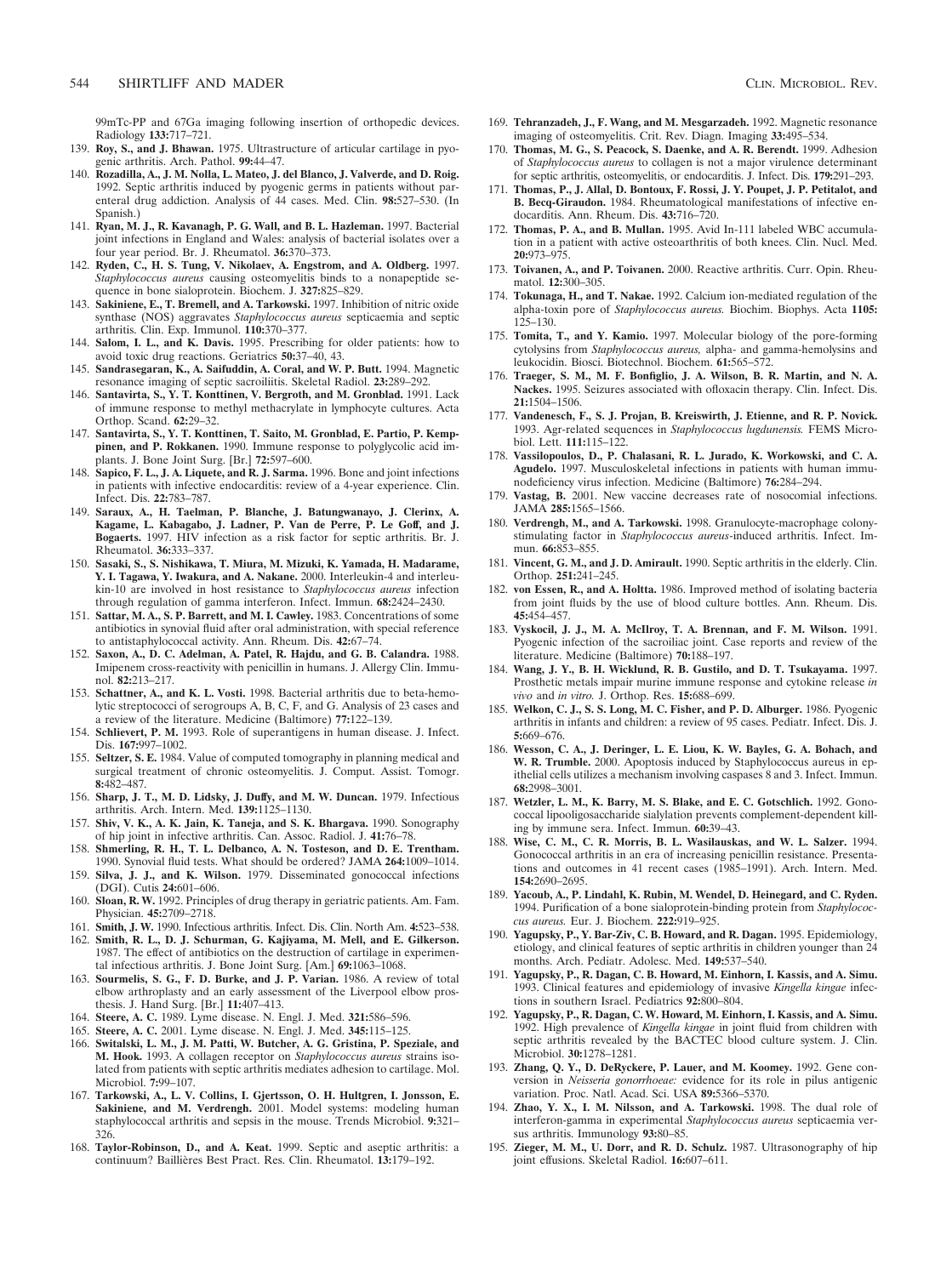99mTc-PP and 67Ga imaging following insertion of orthopedic devices. Radiology **133:**717–721.

139. **Roy, S., and J. Bhawan.** 1975. Ultrastructure of articular cartilage in pyogenic arthritis. Arch. Pathol. **99:**44–47.
140. **Rozadilla, A., J. M. Nolla, L. Mateo, J. del Blanco, J. Valverde, and D. Roig.** 1992. Septic arthritis induced by pyogenic germs in patients without parenteral drug addiction. Analysis of 44 cases. Med. Clin. **98:**527–530. (In Spanish.)
141. **Ryan, M. J., R. Kavanagh, P. G. Wall, and B. L. Hazleman.** 1997. Bacterial joint infections in England and Wales: analysis of bacterial isolates over a four year period. Br. J. Rheumatol. **36:**370–373.
142. **Ryden, C., H. S. Tung, V. Nikolaev, A. Engstrom, and A. Oldberg.** 1997. *Staphylococcus aureus* causing osteomyelitis binds to a nonapeptide sequence in bone sialoprotein. Biochem. J. **327:**825–829.
143. **Sakiniene, E., T. Bremell, and A. Tarkowski.** 1997. Inhibition of nitric oxide synthase (NOS) aggravates *Staphylococcus aureus* septicaemia and septic arthritis. Clin. Exp. Immunol. **110:**370–377.
144. **Salom, I. L., and K. Davis.** 1995. Prescribing for older patients: how to avoid toxic drug reactions. Geriatrics **50:**37–40, 43.
145. **Sandrasegaran, K., A. Saifuddin, A. Coral, and W. P. Butt.** 1994. Magnetic resonance imaging of septic sacroiliitis. Skeletal Radiol. **23:**289–292.
146. **Santavirta, S., Y. T. Konttinen, V. Bergroth, and M. Gronblad.** 1991. Lack of immune response to methyl methacrylate in lymphocyte cultures. Acta Orthop. Scand. **62:**29–32.
147. **Santavirta, S., Y. T. Konttinen, T. Saito, M. Gronblad, E. Partio, P. Kemppinen, and P. Rokkanen.** 1990. Immune response to polyglycolic acid implants. J. Bone Joint Surg. [Br.] **72:**597–600.
148. **Sapico, F. L., J. A. Liquete, and R. J. Sarma.** 1996. Bone and joint infections in patients with infective endocarditis: review of a 4-year experience. Clin. Infect. Dis. **22:**783–787.
149. **Saraux, A., H. Taelman, P. Blanche, J. Batungwanayo, J. Clerinx, A. Kagame, L. Kabagabo, J. Ladner, P. Van de Perre, P. Le Goff, and J. Bogaerts.** 1997. HIV infection as a risk factor for septic arthritis. Br. J. Rheumatol. **36:**333–337.
150. **Sasaki, S., S. Nishikawa, T. Miura, M. Mizuki, K. Yamada, H. Madarame, Y. I. Tagawa, Y. Iwakura, and A. Nakane.** 2000. Interleukin-4 and interleukin-10 are involved in host resistance to *Staphylococcus aureus* infection through regulation of gamma interferon. Infect. Immun. **68:**2424–2430.
151. **Sattar, M. A., S. P. Barrett, and M. I. Cawley.** 1983. Concentrations of some antibiotics in synovial fluid after oral administration, with special reference to antistaphylococcal activity. Ann. Rheum. Dis. **42:**67–74.
152. **Saxon, A., D. C. Adelman, A. Patel, R. Hajdu, and G. B. Calandra.** 1988. Imipenem cross-reactivity with penicillin in humans. J. Allergy Clin. Immunol. **82:**213–217.
153. **Schattner, A., and K. L. Vosti.** 1998. Bacterial arthritis due to beta-hemolytic streptococci of serogroups A, B, C, F, and G. Analysis of 23 cases and a review of the literature. Medicine (Baltimore) **77:**122–139.
154. **Schlievert, P. M.** 1993. Role of superantigens in human disease. J. Infect. Dis. **167:**997–1002.
155. **Seltzer, S. E.** 1984. Value of computed tomography in planning medical and surgical treatment of chronic osteomyelitis. J. Comput. Assist. Tomogr. **8:**482–487.
156. **Sharp, J. T., M. D. Lidsky, J. Duffy, and M. W. Duncan.** 1979. Infectious arthritis. Arch. Intern. Med. **139:**1125–1130.
157. **Shiv, V. K., A. K. Jain, K. Taneja, and S. K. Bhargava.** 1990. Sonography of hip joint in infective arthritis. Can. Assoc. Radiol. J. **41:**76–78.
158. **Shmerling, R. H., T. L. Delbanco, A. N. Tosteson, and D. E. Trentham.** 1990. Synovial fluid tests. What should be ordered? JAMA **264:**1009–1014.
159. **Silva, J. J., and K. Wilson.** 1979. Disseminated gonococcal infections (DGI). Cutis **24:**601–606.
160. **Sloan, R. W.** 1992. Principles of drug therapy in geriatric patients. Am. Fam. Physician. **45:**2709–2718.
161. **Smith, J. W.** 1990. Infectious arthritis. Infect. Dis. Clin. North Am. **4:**523–538.
162. **Smith, R. L., D. J. Schurman, G. Kajiyama, M. Mell, and E. Gilkerson.** 1987. The effect of antibiotics on the destruction of cartilage in experimental infectious arthritis. J. Bone Joint Surg. [Am.] **69:**1063–1068.
163. **Sourmelis, S. G., F. D. Burke, and J. P. Varian.** 1986. A review of total elbow arthroplasty and an early assessment of the Liverpool elbow prosthesis. J. Hand Surg. [Br.] **11:**407–413.
164. **Steere, A. C.** 1989. Lyme disease. N. Engl. J. Med. **321:**586–596.
165. **Steere, A. C.** 2001. Lyme disease. N. Engl. J. Med. **345:**115–125.
166. **Switalski, L. M., J. M. Patti, W. Butcher, A. G. Gristina, P. Speziale, and M. Hook.** 1993. A collagen receptor on *Staphylococcus aureus* strains isolated from patients with septic arthritis mediates adhesion to cartilage. Mol. Microbiol. **7:**99–107.
167. **Tarkowski, A., L. V. Collins, I. Gjertsson, O. H. Hultgren, I. Jonsson, E. Sakiniene, and M. Verdrengh.** 2001. Model systems: modeling human staphylococcal arthritis and sepsis in the mouse. Trends Microbiol. **9:**321–326.
168. **Taylor-Robinson, D., and A. Keat.** 1999. Septic and aseptic arthritis: a continuum? Baillières Best Pract. Res. Clin. Rheumatol. **13:**179–192.
169. **Tehranzadeh, J., F. Wang, and M. Mesgarzadeh.** 1992. Magnetic resonance imaging of osteomyelitis. Crit. Rev. Diagn. Imaging **33:**495–534.
170. **Thomas, M. G., S. Peacock, S. Daenke, and A. R. Berendt.** 1999. Adhesion of *Staphylococcus aureus* to collagen is not a major virulence determinant for septic arthritis, osteomyelitis, or endocarditis. J. Infect. Dis. **179:**291–293.
171. **Thomas, P., J. Allal, D. Bontoux, F. Rossi, J. Y. Poupet, J. P. Petitalot, and B. Becq-Giraudon.** 1984. Rheumatological manifestations of infective endocarditis. Ann. Rheum. Dis. **43:**716–720.
172. **Thomas, P. A., and B. Mullan.** 1995. Avid In-111 labeled WBC accumulation in a patient with active osteoarthritis of both knees. Clin. Nucl. Med. **20:**973–975.
173. **Toivanen, A., and P. Toivanen.** 2000. Reactive arthritis. Curr. Opin. Rheumatol. **12:**300–305.
174. **Tokunaga, H., and T. Nakae.** 1992. Calcium ion-mediated regulation of the alpha-toxin pore of *Staphylococcus aureus.* Biochim. Biophys. Acta **1105:**125–130.
175. **Tomita, T., and Y. Kamio.** 1997. Molecular biology of the pore-forming cytolysins from *Staphylococcus aureus,* alpha- and gamma-hemolysins and leukocidin. Biosci. Biotechnol. Biochem. **61:**565–572.
176. **Traeger, S. M., M. F. Bonfiglio, J. A. Wilson, B. R. Martin, and N. A. Nackes.** 1995. Seizures associated with ofloxacin therapy. Clin. Infect. Dis. **21:**1504–1506.
177. **Vandenesch, F., S. J. Projan, B. Kreiswirth, J. Etienne, and R. P. Novick.** 1993. Agr-related sequences in *Staphylococcus lugdunensis.* FEMS Microbiol. Lett. **111:**115–122.
178. **Vassilopoulos, D., P. Chalasani, R. L. Jurado, K. Workowski, and C. A. Agudelo.** 1997. Musculoskeletal infections in patients with human immunodeficiency virus infection. Medicine (Baltimore) **76:**284–294.
179. **Vastag, B.** 2001. New vaccine decreases rate of nosocomial infections. JAMA **285:**1565–1566.
180. **Verdrengh, M., and A. Tarkowski.** 1998. Granulocyte-macrophage colony-stimulating factor in *Staphylococcus aureus*-induced arthritis. Infect. Immun. **66:**853–855.
181. **Vincent, G. M., and J. D. Amirault.** 1990. Septic arthritis in the elderly. Clin. Orthop. **251:**241–245.
182. **von Essen, R., and A. Holtta.** 1986. Improved method of isolating bacteria from joint fluids by the use of blood culture bottles. Ann. Rheum. Dis. **45:**454–457.
183. **Vyskocil, J. J., M. A. McIlroy, T. A. Brennan, and F. M. Wilson.** 1991. Pyogenic infection of the sacroiliac joint. Case reports and review of the literature. Medicine (Baltimore) **70:**188–197.
184. **Wang, J. Y., B. H. Wicklund, R. B. Gustilo, and D. T. Tsukayama.** 1997. Prosthetic metals impair murine immune response and cytokine release *in vivo* and *in vitro.* J. Orthop. Res. **15:**688–699.
185. **Welkon, C. J., S. S. Long, M. C. Fisher, and P. D. Alburger.** 1986. Pyogenic arthritis in infants and children: a review of 95 cases. Pediatr. Infect. Dis. J. **5:**669–676.
186. **Wesson, C. A., J. Deringer, L. E. Liou, K. W. Bayles, G. A. Bohach, and W. R. Trumble.** 2000. Apoptosis induced by Staphylococcus aureus in epithelial cells utilizes a mechanism involving caspases 8 and 3. Infect. Immun. **68:**2998–3001.
187. **Wetzler, L. M., K. Barry, M. S. Blake, and E. C. Gotschlich.** 1992. Gonococcal lipooligosaccharide sialylation prevents complement-dependent killing by immune sera. Infect. Immun. **60:**39–43.
188. **Wise, C. M., C. R. Morris, B. L. Wasilauskas, and W. L. Salzer.** 1994. Gonococcal arthritis in an era of increasing penicillin resistance. Presentations and outcomes in 41 recent cases (1985–1991). Arch. Intern. Med. **154:**2690–2695.
189. **Yacoub, A., P. Lindahl, K. Rubin, M. Wendel, D. Heinegard, and C. Ryden.** 1994. Purification of a bone sialoprotein-binding protein from *Staphylococcus aureus.* Eur. J. Biochem. **222:**919–925.
190. **Yagupsky, P., Y. Bar-Ziv, C. B. Howard, and R. Dagan.** 1995. Epidemiology, etiology, and clinical features of septic arthritis in children younger than 24 months. Arch. Pediatr. Adolesc. Med. **149:**537–540.
191. **Yagupsky, P., R. Dagan, C. B. Howard, M. Einhorn, I. Kassis, and A. Simu.** 1993. Clinical features and epidemiology of invasive *Kingella kingae* infections in southern Israel. Pediatrics **92:**800–804.
192. **Yagupsky, P., R. Dagan, C. W. Howard, M. Einhorn, I. Kassis, and A. Simu.** 1992. High prevalence of *Kingella kingae* in joint fluid from children with septic arthritis revealed by the BACTEC blood culture system. J. Clin. Microbiol. **30:**1278–1281.
193. **Zhang, Q. Y., D. DeRyckere, P. Lauer, and M. Koomey.** 1992. Gene conversion in *Neisseria gonorrhoeae:* evidence for its role in pilus antigenic variation. Proc. Natl. Acad. Sci. USA **89:**5366–5370.
194. **Zhao, Y. X., I. M. Nilsson, and A. Tarkowski.** 1998. The dual role of interferon-gamma in experimental *Staphylococcus aureus* septicaemia versus arthritis. Immunology **93:**80–85.
195. **Zieger, M. M., U. Dorr, and R. D. Schulz.** 1987. Ultrasonography of hip joint effusions. Skeletal Radiol. **16:**607–611.